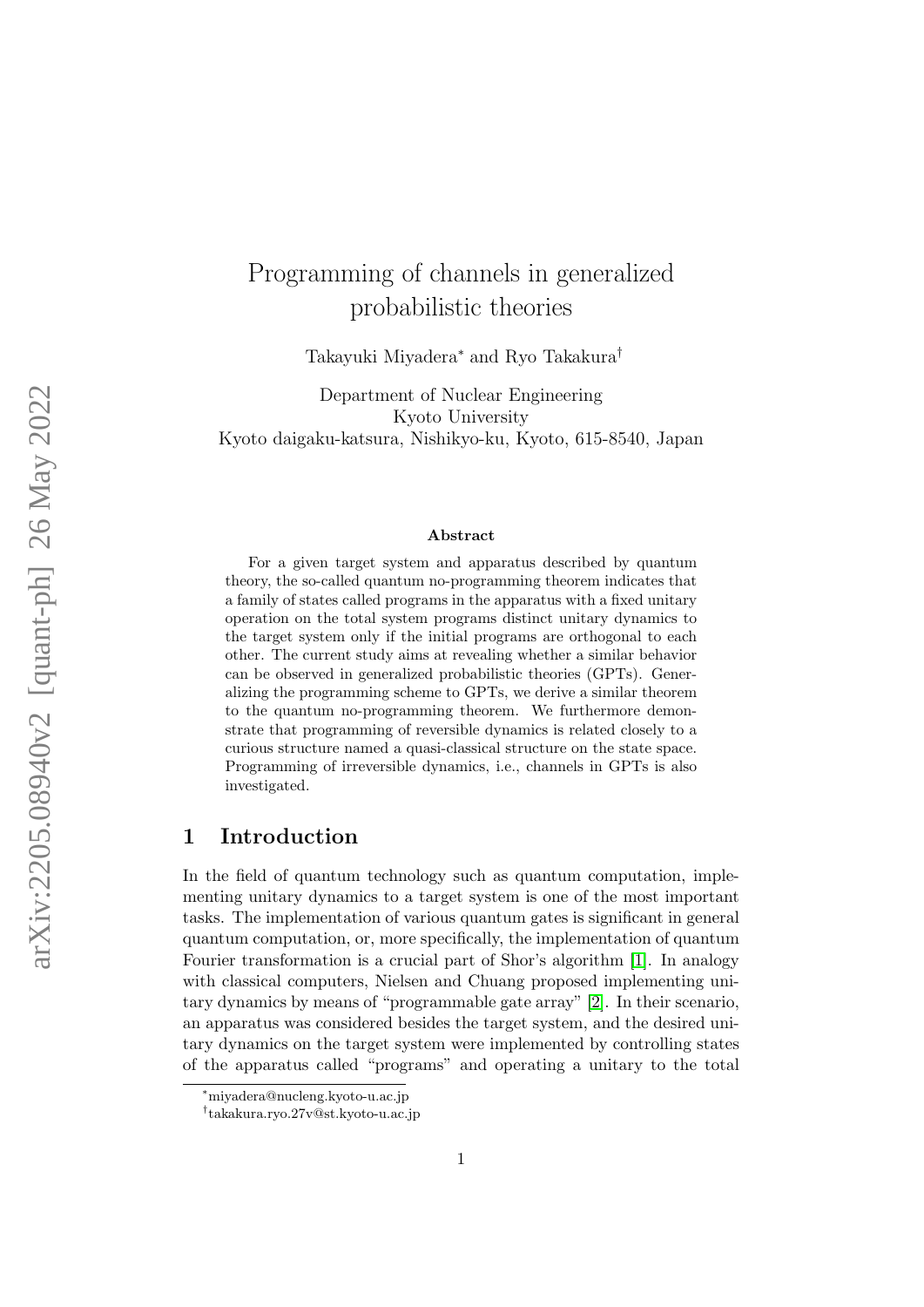# Programming of channels in generalized probabilistic theories

Takayuki Miyadera* and Ryo Takakura†

Department of Nuclear Engineering
Kyoto University
Kyoto daigaku-katsura, Nishikyo-ku, Kyoto, 615-8540, Japan

### Abstract

For a given target system and apparatus described by quantum theory, the so-called quantum no-programming theorem indicates that a family of states called programs in the apparatus with a fixed unitary operation on the total system programs distinct unitary dynamics to the target system only if the initial programs are orthogonal to each other. The current study aims at revealing whether a similar behavior can be observed in generalized probabilistic theories (GPTs). Generalizing the programming scheme to GPTs, we derive a similar theorem to the quantum no-programming theorem. We furthermore demonstrate that programming of reversible dynamics is related closely to a curious structure named a quasi-classical structure on the state space. Programming of irreversible dynamics, i.e., channels in GPTs is also investigated.

## 1 Introduction

In the field of quantum technology such as quantum computation, implementing unitary dynamics to a target system is one of the most important tasks. The implementation of various quantum gates is significant in general quantum computation, or, more specifically, the implementation of quantum Fourier transformation is a crucial part of Shor's algorithm [1]. In analogy with classical computers, Nielsen and Chuang proposed implementing unitary dynamics by means of "programmable gate array" [2]. In their scenario, an apparatus was considered besides the target system, and the desired unitary dynamics on the target system were implemented by controlling states of the apparatus called "programs" and operating a unitary to the total

*miyadera@nucleng.kyoto-u.ac.jp

†takakura.ryo.27v@st.kyoto-u.ac.jp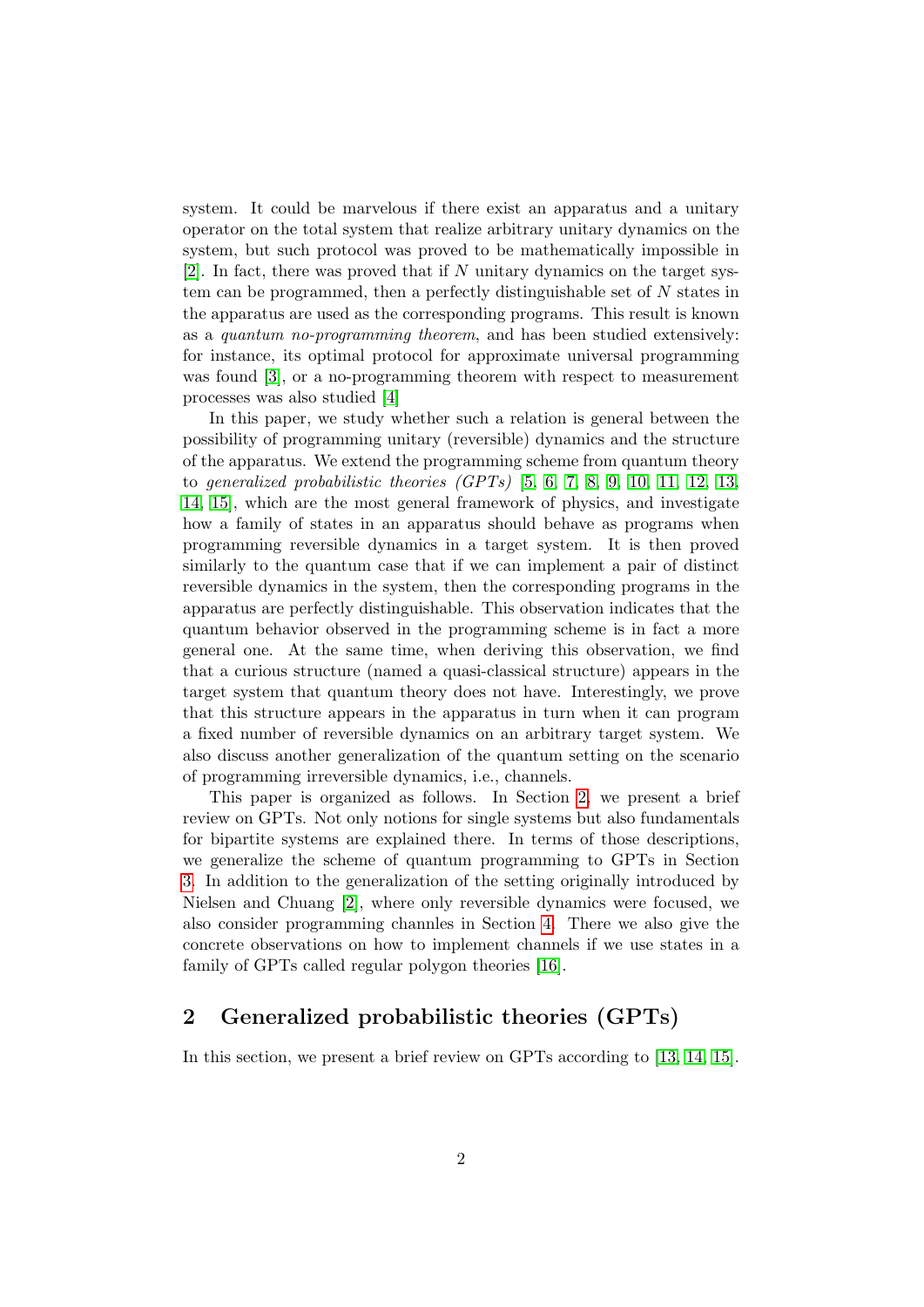system. It could be marvelous if there exist an apparatus and a unitary operator on the total system that realize arbitrary unitary dynamics on the system, but such protocol was proved to be mathematically impossible in [2]. In fact, there was proved that if $N$ unitary dynamics on the target system can be programmed, then a perfectly distinguishable set of $N$ states in the apparatus are used as the corresponding programs. This result is known as a *quantum no-programming theorem*, and has been studied extensively: for instance, its optimal protocol for approximate universal programming was found [3], or a no-programming theorem with respect to measurement processes was also studied [4]

In this paper, we study whether such a relation is general between the possibility of programming unitary (reversible) dynamics and the structure of the apparatus. We extend the programming scheme from quantum theory to *generalized probabilistic theories (GPTs)* [5, 6, 7, 8, 9, 10, 11, 12, 13, 14, 15], which are the most general framework of physics, and investigate how a family of states in an apparatus should behave as programs when programming reversible dynamics in a target system. It is then proved similarly to the quantum case that if we can implement a pair of distinct reversible dynamics in the system, then the corresponding programs in the apparatus are perfectly distinguishable. This observation indicates that the quantum behavior observed in the programming scheme is in fact a more general one. At the same time, when deriving this observation, we find that a curious structure (named a quasi-classical structure) appears in the target system that quantum theory does not have. Interestingly, we prove that this structure appears in the apparatus in turn when it can program a fixed number of reversible dynamics on an arbitrary target system. We also discuss another generalization of the quantum setting on the scenario of programming irreversible dynamics, i.e., channels.

This paper is organized as follows. In Section 2, we present a brief review on GPTs. Not only notions for single systems but also fundamentals for bipartite systems are explained there. In terms of those descriptions, we generalize the scheme of quantum programming to GPTs in Section 3. In addition to the generalization of the setting originally introduced by Nielsen and Chuang [2], where only reversible dynamics were focused, we also consider programming channles in Section 4. There we also give the concrete observations on how to implement channels if we use states in a family of GPTs called regular polygon theories [16].

## 2 Generalized probabilistic theories (GPTs)

In this section, we present a brief review on GPTs according to [13, 14, 15].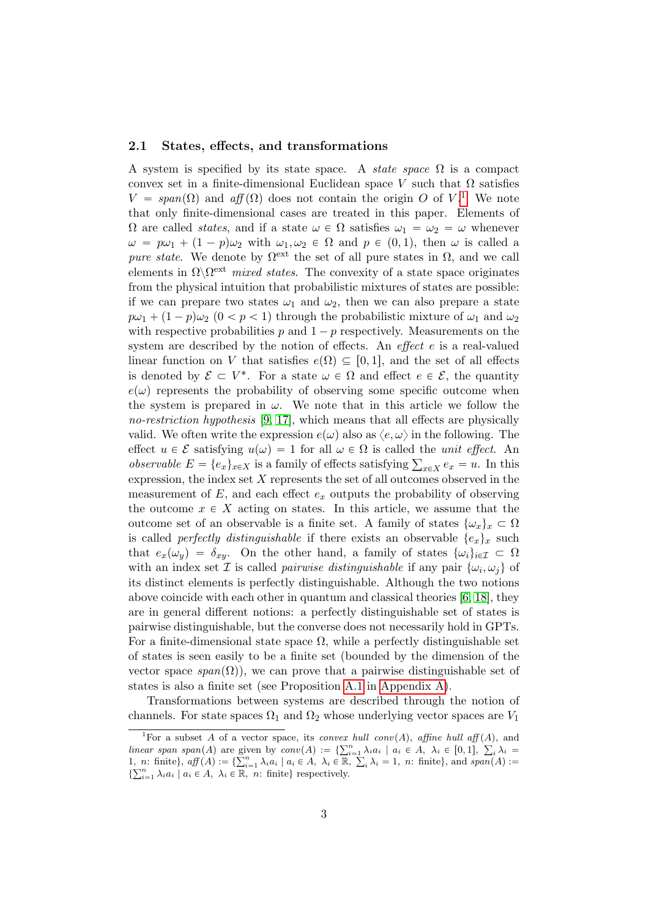### 2.1 States, effects, and transformations

A system is specified by its state space. A *state space* $\Omega$ is a compact convex set in a finite-dimensional Euclidean space $V$ such that $\Omega$ satisfies $V = span(\Omega)$ and $aff(\Omega)$ does not contain the origin $O$ of $V$.[1] We note that only finite-dimensional cases are treated in this paper. Elements of $\Omega$ are called *states*, and if a state $\omega \in \Omega$ satisfies $\omega_1 = \omega_2 = \omega$ whenever $\omega = p\omega_1 + (1-p)\omega_2$ with $\omega_1, \omega_2 \in \Omega$ and $p \in (0,1)$, then $\omega$ is called a *pure state*. We denote by $\Omega^{\mathrm{ext}}$ the set of all pure states in $\Omega$, and we call elements in $\Omega \backslash \Omega^{\mathrm{ext}}$ *mixed states*. The convexity of a state space originates from the physical intuition that probabilistic mixtures of states are possible: if we can prepare two states $\omega_1$ and $\omega_2$, then we can also prepare a state $p\omega_1 + (1-p)\omega_2$ $(0 < p < 1)$ through the probabilistic mixture of $\omega_1$ and $\omega_2$ with respective probabilities $p$ and $1-p$ respectively. Measurements on the system are described by the notion of effects. An *effect* $e$ is a real-valued linear function on $V$ that satisfies $e(\Omega) \subseteq [0,1]$, and the set of all effects is denoted by $\mathcal{E} \subset V^*$. For a state $\omega \in \Omega$ and effect $e \in \mathcal{E}$, the quantity $e(\omega)$ represents the probability of observing some specific outcome when the system is prepared in $\omega$. We note that in this article we follow the *no-restriction hypothesis* [9, 17], which means that all effects are physically valid. We often write the expression $e(\omega)$ also as $\langle e, \omega \rangle$ in the following. The effect $u \in \mathcal{E}$ satisfying $u(\omega) = 1$ for all $\omega \in \Omega$ is called the *unit effect*. An *observable* $E = \{e_x\}_{x \in X}$ is a family of effects satisfying $\sum_{x \in X} e_x = u$. In this expression, the index set $X$ represents the set of all outcomes observed in the measurement of $E$, and each effect $e_x$ outputs the probability of observing the outcome $x \in X$ acting on states. In this article, we assume that the outcome set of an observable is a finite set. A family of states $\{\omega_x\}_x \subset \Omega$ is called *perfectly distinguishable* if there exists an observable $\{e_x\}_x$ such that $e_x(\omega_y) = \delta_{xy}$. On the other hand, a family of states $\{\omega_i\}_{i \in \mathcal{I}} \subset \Omega$ with an index set $\mathcal{I}$ is called *pairwise distinguishable* if any pair $\{\omega_i, \omega_j\}$ of its distinct elements is perfectly distinguishable. Although the two notions above coincide with each other in quantum and classical theories [6, 18], they are in general different notions: a perfectly distinguishable set of states is pairwise distinguishable, but the converse does not necessarily hold in GPTs. For a finite-dimensional state space $\Omega$, while a perfectly distinguishable set of states is seen easily to be a finite set (bounded by the dimension of the vector space $span(\Omega)$), we can prove that a pairwise distinguishable set of states is also a finite set (see Proposition A.1 in Appendix A).

Transformations between systems are described through the notion of channels. For state spaces $\Omega_1$ and $\Omega_2$ whose underlying vector spaces are $V_1$

[1] For a subset $A$ of a vector space, its *convex hull* $conv(A)$, *affine hull* $aff(A)$, and *linear span* $span(A)$ are given by $conv(A) := \{\sum_{i=1}^n \lambda_i a_i \mid a_i \in A,\ \lambda_i \in [0,1],\ \sum_i \lambda_i = 1,\ n\text{: finite}\}$, $aff(A) := \{\sum_{i=1}^n \lambda_i a_i \mid a_i \in A,\ \lambda_i \in \mathbb{R},\ \sum_i \lambda_i = 1,\ n\text{: finite}\}$, and $span(A) := \{\sum_{i=1}^n \lambda_i a_i \mid a_i \in A,\ \lambda_i \in \mathbb{R},\ n\text{: finite}\}$ respectively.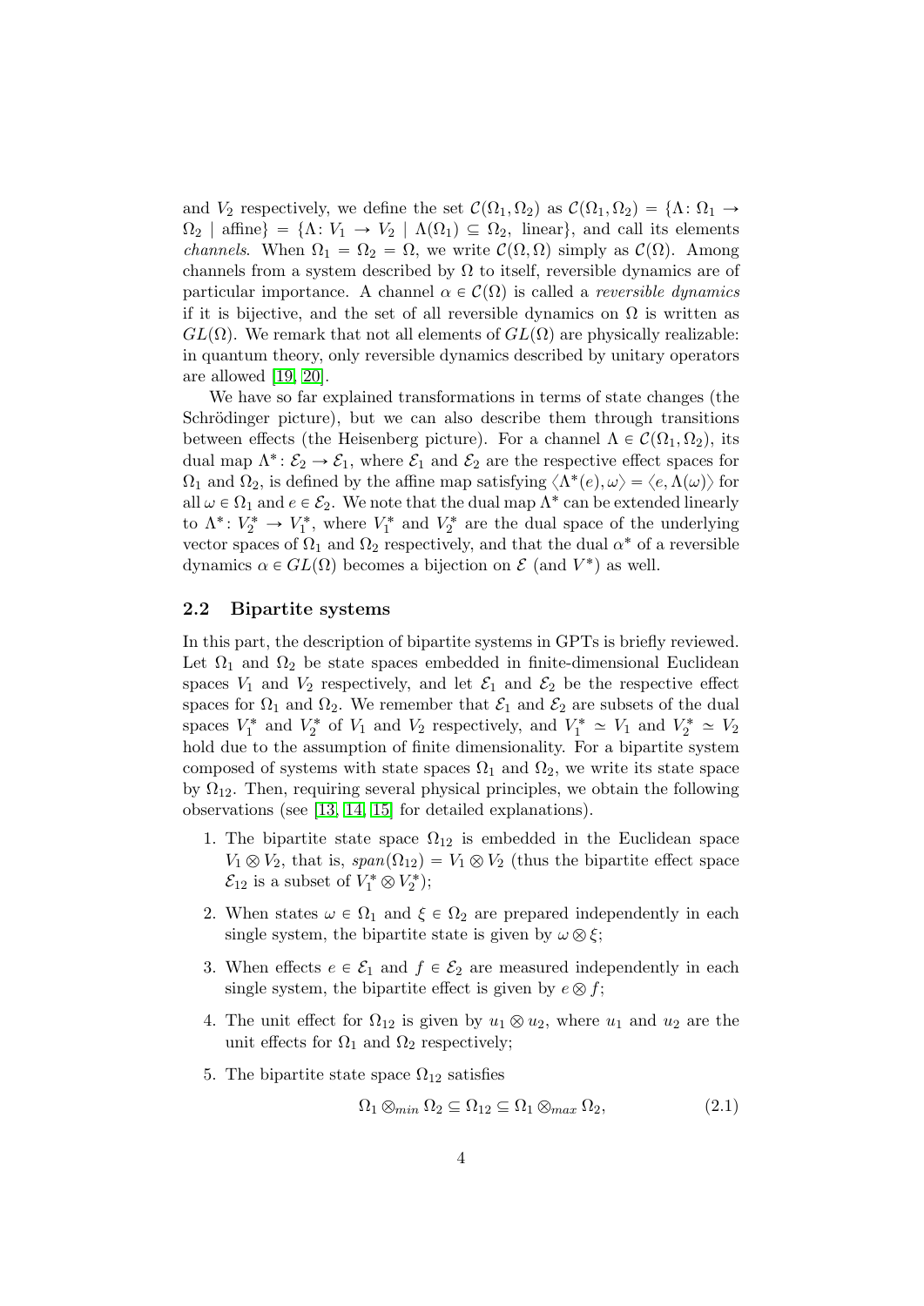and $V_2$ respectively, we define the set $\mathcal{C}(\Omega_1, \Omega_2)$ as $\mathcal{C}(\Omega_1, \Omega_2) = \{\Lambda\colon \Omega_1 \to \Omega_2 \mid \text{affine}\} = \{\Lambda\colon V_1 \to V_2 \mid \Lambda(\Omega_1) \subseteq \Omega_2, \text{ linear}\}$, and call its elements *channels*. When $\Omega_1 = \Omega_2 = \Omega$, we write $\mathcal{C}(\Omega, \Omega)$ simply as $\mathcal{C}(\Omega)$. Among channels from a system described by $\Omega$ to itself, reversible dynamics are of particular importance. A channel $\alpha \in \mathcal{C}(\Omega)$ is called a *reversible dynamics* if it is bijective, and the set of all reversible dynamics on $\Omega$ is written as $GL(\Omega)$. We remark that not all elements of $GL(\Omega)$ are physically realizable: in quantum theory, only reversible dynamics described by unitary operators are allowed [19, 20].

We have so far explained transformations in terms of state changes (the Schrödinger picture), but we can also describe them through transitions between effects (the Heisenberg picture). For a channel $\Lambda \in \mathcal{C}(\Omega_1, \Omega_2)$, its dual map $\Lambda^*\colon \mathcal{E}_2 \to \mathcal{E}_1$, where $\mathcal{E}_1$ and $\mathcal{E}_2$ are the respective effect spaces for $\Omega_1$ and $\Omega_2$, is defined by the affine map satisfying $\langle \Lambda^*(e), \omega\rangle = \langle e, \Lambda(\omega)\rangle$ for all $\omega \in \Omega_1$ and $e \in \mathcal{E}_2$. We note that the dual map $\Lambda^*$ can be extended linearly to $\Lambda^*\colon V_2^* \to V_1^*$, where $V_1^*$ and $V_2^*$ are the dual space of the underlying vector spaces of $\Omega_1$ and $\Omega_2$ respectively, and that the dual $\alpha^*$ of a reversible dynamics $\alpha \in GL(\Omega)$ becomes a bijection on $\mathcal{E}$ (and $V^*$) as well.

### 2.2 Bipartite systems

In this part, the description of bipartite systems in GPTs is briefly reviewed. Let $\Omega_1$ and $\Omega_2$ be state spaces embedded in finite-dimensional Euclidean spaces $V_1$ and $V_2$ respectively, and let $\mathcal{E}_1$ and $\mathcal{E}_2$ be the respective effect spaces for $\Omega_1$ and $\Omega_2$. We remember that $\mathcal{E}_1$ and $\mathcal{E}_2$ are subsets of the dual spaces $V_1^*$ and $V_2^*$ of $V_1$ and $V_2$ respectively, and $V_1^* \simeq V_1$ and $V_2^* \simeq V_2$ hold due to the assumption of finite dimensionality. For a bipartite system composed of systems with state spaces $\Omega_1$ and $\Omega_2$, we write its state space by $\Omega_{12}$. Then, requiring several physical principles, we obtain the following observations (see [13, 14, 15] for detailed explanations).

1. The bipartite state space $\Omega_{12}$ is embedded in the Euclidean space $V_1 \otimes V_2$, that is, $span(\Omega_{12}) = V_1 \otimes V_2$ (thus the bipartite effect space $\mathcal{E}_{12}$ is a subset of $V_1^* \otimes V_2^*$);
2. When states $\omega \in \Omega_1$ and $\xi \in \Omega_2$ are prepared independently in each single system, the bipartite state is given by $\omega \otimes \xi$;
3. When effects $e \in \mathcal{E}_1$ and $f \in \mathcal{E}_2$ are measured independently in each single system, the bipartite effect is given by $e \otimes f$;
4. The unit effect for $\Omega_{12}$ is given by $u_1 \otimes u_2$, where $u_1$ and $u_2$ are the unit effects for $\Omega_1$ and $\Omega_2$ respectively;
5. The bipartite state space $\Omega_{12}$ satisfies

$$\Omega_1 \otimes_{min} \Omega_2 \subseteq \Omega_{12} \subseteq \Omega_1 \otimes_{max} \Omega_2, \tag{2.1}$$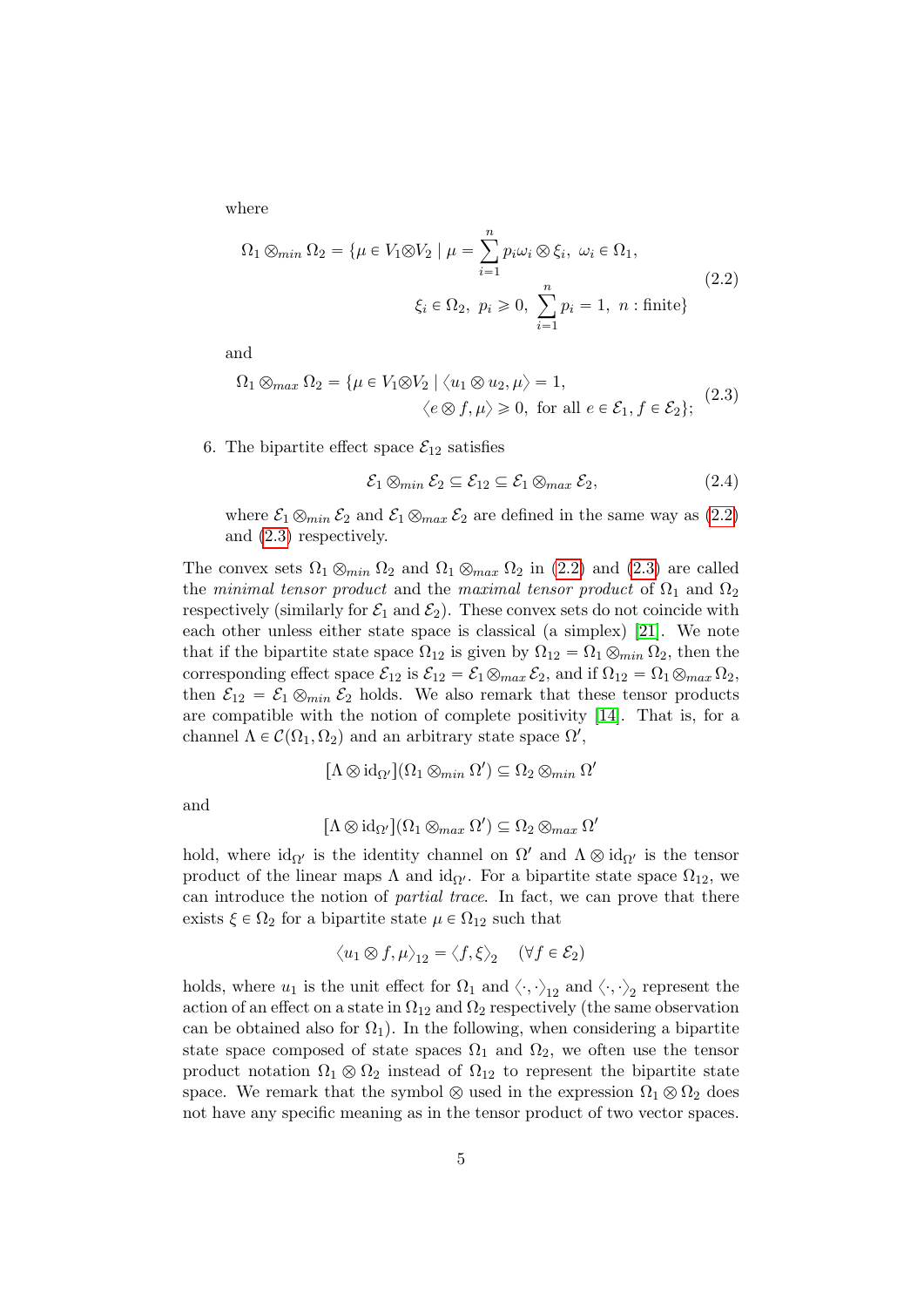where

$$
\begin{aligned}
\Omega_1 \otimes_{min} \Omega_2 = \{\mu \in V_1 \otimes V_2 \mid \mu = \sum_{i=1}^{n} p_i \omega_i \otimes \xi_i,\ \omega_i \in \Omega_1,\\
\xi_i \in \Omega_2,\ p_i \geqslant 0,\ \sum_{i=1}^{n} p_i = 1,\ n : \text{finite}\}
\end{aligned}
\tag{2.2}
$$

and

$$
\begin{aligned}
\Omega_1 \otimes_{max} \Omega_2 = \{\mu \in V_1 \otimes V_2 \mid \langle u_1 \otimes u_2, \mu \rangle = 1,\\
\langle e \otimes f, \mu \rangle \geqslant 0,\ \text{for all } e \in \mathcal{E}_1, f \in \mathcal{E}_2\};
\end{aligned}
\tag{2.3}
$$

6. The bipartite effect space $\mathcal{E}_{12}$ satisfies

$$
\mathcal{E}_1 \otimes_{min} \mathcal{E}_2 \subseteq \mathcal{E}_{12} \subseteq \mathcal{E}_1 \otimes_{max} \mathcal{E}_2, \tag{2.4}
$$

where $\mathcal{E}_1 \otimes_{min} \mathcal{E}_2$ and $\mathcal{E}_1 \otimes_{max} \mathcal{E}_2$ are defined in the same way as (2.2) and (2.3) respectively.

The convex sets $\Omega_1 \otimes_{min} \Omega_2$ and $\Omega_1 \otimes_{max} \Omega_2$ in (2.2) and (2.3) are called the *minimal tensor product* and the *maximal tensor product* of $\Omega_1$ and $\Omega_2$ respectively (similarly for $\mathcal{E}_1$ and $\mathcal{E}_2$). These convex sets do not coincide with each other unless either state space is classical (a simplex) [21]. We note that if the bipartite state space $\Omega_{12}$ is given by $\Omega_{12} = \Omega_1 \otimes_{min} \Omega_2$, then the corresponding effect space $\mathcal{E}_{12}$ is $\mathcal{E}_{12} = \mathcal{E}_1 \otimes_{max} \mathcal{E}_2$, and if $\Omega_{12} = \Omega_1 \otimes_{max} \Omega_2$, then $\mathcal{E}_{12} = \mathcal{E}_1 \otimes_{min} \mathcal{E}_2$ holds. We also remark that these tensor products are compatible with the notion of complete positivity [14]. That is, for a channel $\Lambda \in \mathcal{C}(\Omega_1, \Omega_2)$ and an arbitrary state space $\Omega'$,

$$
[\Lambda \otimes \mathrm{id}_{\Omega'}](\Omega_1 \otimes_{min} \Omega') \subseteq \Omega_2 \otimes_{min} \Omega'
$$

and

$$
[\Lambda \otimes \mathrm{id}_{\Omega'}](\Omega_1 \otimes_{max} \Omega') \subseteq \Omega_2 \otimes_{max} \Omega'
$$

hold, where $\mathrm{id}_{\Omega'}$ is the identity channel on $\Omega'$ and $\Lambda \otimes \mathrm{id}_{\Omega'}$ is the tensor product of the linear maps $\Lambda$ and $\mathrm{id}_{\Omega'}$. For a bipartite state space $\Omega_{12}$, we can introduce the notion of *partial trace*. In fact, we can prove that there exists $\xi \in \Omega_2$ for a bipartite state $\mu \in \Omega_{12}$ such that

$$
\langle u_1 \otimes f, \mu \rangle_{12} = \langle f, \xi \rangle_2 \quad (\forall f \in \mathcal{E}_2)
$$

holds, where $u_1$ is the unit effect for $\Omega_1$ and $\langle \cdot, \cdot \rangle_{12}$ and $\langle \cdot, \cdot \rangle_2$ represent the action of an effect on a state in $\Omega_{12}$ and $\Omega_2$ respectively (the same observation can be obtained also for $\Omega_1$). In the following, when considering a bipartite state space composed of state spaces $\Omega_1$ and $\Omega_2$, we often use the tensor product notation $\Omega_1 \otimes \Omega_2$ instead of $\Omega_{12}$ to represent the bipartite state space. We remark that the symbol $\otimes$ used in the expression $\Omega_1 \otimes \Omega_2$ does not have any specific meaning as in the tensor product of two vector spaces.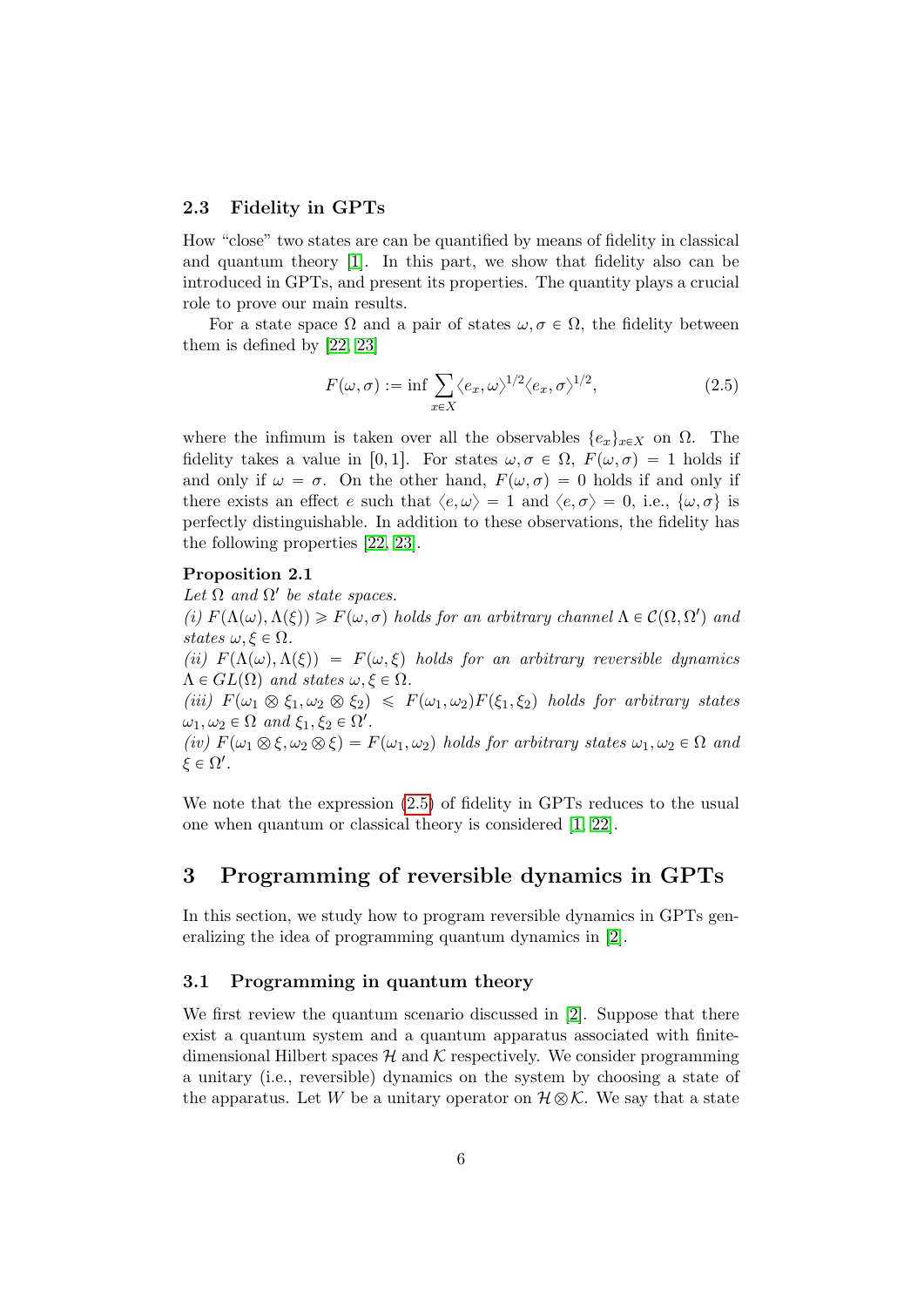### 2.3 Fidelity in GPTs

How "close" two states are can be quantified by means of fidelity in classical and quantum theory [1]. In this part, we show that fidelity also can be introduced in GPTs, and present its properties. The quantity plays a crucial role to prove our main results.

For a state space $\Omega$ and a pair of states $\omega, \sigma \in \Omega$, the fidelity between them is defined by [22, 23]

$$F(\omega, \sigma) := \inf \sum_{x \in X} \langle e_x, \omega \rangle^{1/2} \langle e_x, \sigma \rangle^{1/2}, \tag{2.5}$$

where the infimum is taken over all the observables $\{e_x\}_{x \in X}$ on $\Omega$. The fidelity takes a value in $[0, 1]$. For states $\omega, \sigma \in \Omega$, $F(\omega, \sigma) = 1$ holds if and only if $\omega = \sigma$. On the other hand, $F(\omega, \sigma) = 0$ holds if and only if there exists an effect $e$ such that $\langle e, \omega \rangle = 1$ and $\langle e, \sigma \rangle = 0$, i.e., $\{\omega, \sigma\}$ is perfectly distinguishable. In addition to these observations, the fidelity has the following properties [22, 23].

**Proposition 2.1**
*Let $\Omega$ and $\Omega'$ be state spaces.*
*(i) $F(\Lambda(\omega), \Lambda(\xi)) \geqslant F(\omega, \sigma)$ holds for an arbitrary channel $\Lambda \in \mathcal{C}(\Omega, \Omega')$ and states $\omega, \xi \in \Omega$.*
*(ii) $F(\Lambda(\omega), \Lambda(\xi)) = F(\omega, \xi)$ holds for an arbitrary reversible dynamics $\Lambda \in GL(\Omega)$ and states $\omega, \xi \in \Omega$.*
*(iii) $F(\omega_1 \otimes \xi_1, \omega_2 \otimes \xi_2) \leqslant F(\omega_1, \omega_2) F(\xi_1, \xi_2)$ holds for arbitrary states $\omega_1, \omega_2 \in \Omega$ and $\xi_1, \xi_2 \in \Omega'$.*
*(iv) $F(\omega_1 \otimes \xi, \omega_2 \otimes \xi) = F(\omega_1, \omega_2)$ holds for arbitrary states $\omega_1, \omega_2 \in \Omega$ and $\xi \in \Omega'$.*

We note that the expression (2.5) of fidelity in GPTs reduces to the usual one when quantum or classical theory is considered [1, 22].

## 3 Programming of reversible dynamics in GPTs

In this section, we study how to program reversible dynamics in GPTs generalizing the idea of programming quantum dynamics in [2].

### 3.1 Programming in quantum theory

We first review the quantum scenario discussed in [2]. Suppose that there exist a quantum system and a quantum apparatus associated with finite-dimensional Hilbert spaces $\mathcal{H}$ and $\mathcal{K}$ respectively. We consider programming a unitary (i.e., reversible) dynamics on the system by choosing a state of the apparatus. Let $W$ be a unitary operator on $\mathcal{H} \otimes \mathcal{K}$. We say that a state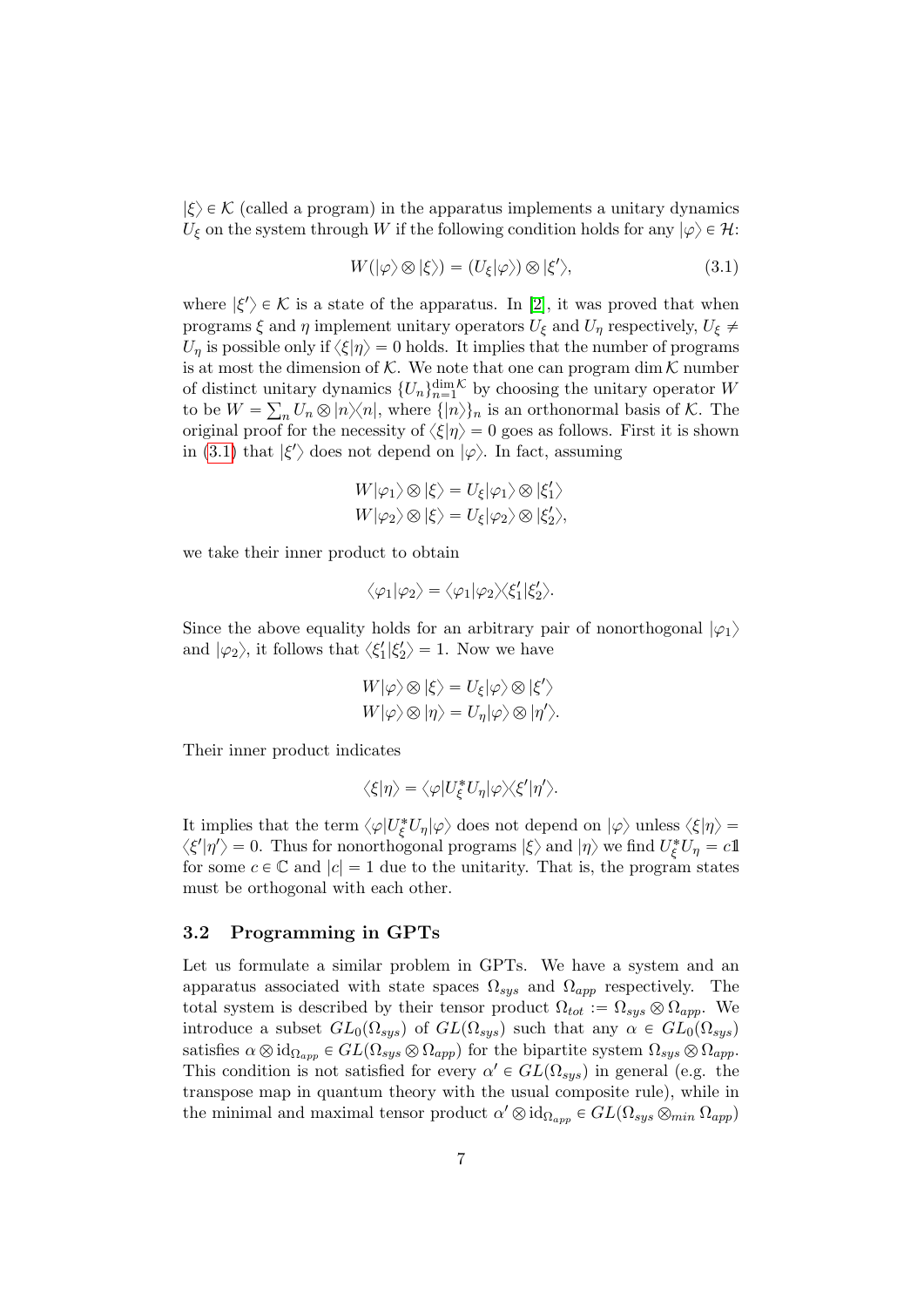$|\xi\rangle \in \mathcal{K}$ (called a program) in the apparatus implements a unitary dynamics $U_\xi$ on the system through $W$ if the following condition holds for any $|\varphi\rangle \in \mathcal{H}$:

$$W(|\varphi\rangle \otimes |\xi\rangle) = (U_\xi|\varphi\rangle) \otimes |\xi'\rangle, \tag{3.1}$$

where $|\xi'\rangle \in \mathcal{K}$ is a state of the apparatus. In [2], it was proved that when programs $\xi$ and $\eta$ implement unitary operators $U_\xi$ and $U_\eta$ respectively, $U_\xi \neq U_\eta$ is possible only if $\langle\xi|\eta\rangle = 0$ holds. It implies that the number of programs is at most the dimension of $\mathcal{K}$. We note that one can program $\dim \mathcal{K}$ number of distinct unitary dynamics $\{U_n\}_{n=1}^{\dim \mathcal{K}}$ by choosing the unitary operator $W$ to be $W = \sum_n U_n \otimes |n\rangle\langle n|$, where $\{|n\rangle\}_n$ is an orthonormal basis of $\mathcal{K}$. The original proof for the necessity of $\langle\xi|\eta\rangle = 0$ goes as follows. First it is shown in (3.1) that $|\xi'\rangle$ does not depend on $|\varphi\rangle$. In fact, assuming

$$W|\varphi_1\rangle \otimes |\xi\rangle = U_\xi|\varphi_1\rangle \otimes |\xi'_1\rangle$$
$$W|\varphi_2\rangle \otimes |\xi\rangle = U_\xi|\varphi_2\rangle \otimes |\xi'_2\rangle,$$

we take their inner product to obtain

$$\langle\varphi_1|\varphi_2\rangle = \langle\varphi_1|\varphi_2\rangle\langle\xi'_1|\xi'_2\rangle.$$

Since the above equality holds for an arbitrary pair of nonorthogonal $|\varphi_1\rangle$ and $|\varphi_2\rangle$, it follows that $\langle\xi'_1|\xi'_2\rangle = 1$. Now we have

$$W|\varphi\rangle \otimes |\xi\rangle = U_\xi|\varphi\rangle \otimes |\xi'\rangle$$
$$W|\varphi\rangle \otimes |\eta\rangle = U_\eta|\varphi\rangle \otimes |\eta'\rangle.$$

Their inner product indicates

$$\langle\xi|\eta\rangle = \langle\varphi|U_\xi^* U_\eta|\varphi\rangle\langle\xi'|\eta'\rangle.$$

It implies that the term $\langle\varphi|U_\xi^* U_\eta|\varphi\rangle$ does not depend on $|\varphi\rangle$ unless $\langle\xi|\eta\rangle = \langle\xi'|\eta'\rangle = 0$. Thus for nonorthogonal programs $|\xi\rangle$ and $|\eta\rangle$ we find $U_\xi^* U_\eta = c\mathbb{1}$ for some $c \in \mathbb{C}$ and $|c| = 1$ due to the unitarity. That is, the program states must be orthogonal with each other.

### 3.2 Programming in GPTs

Let us formulate a similar problem in GPTs. We have a system and an apparatus associated with state spaces $\Omega_{sys}$ and $\Omega_{app}$ respectively. The total system is described by their tensor product $\Omega_{tot} := \Omega_{sys} \otimes \Omega_{app}$. We introduce a subset $GL_0(\Omega_{sys})$ of $GL(\Omega_{sys})$ such that any $\alpha \in GL_0(\Omega_{sys})$ satisfies $\alpha \otimes \mathrm{id}_{\Omega_{app}} \in GL(\Omega_{sys} \otimes \Omega_{app})$ for the bipartite system $\Omega_{sys} \otimes \Omega_{app}$. This condition is not satisfied for every $\alpha' \in GL(\Omega_{sys})$ in general (e.g. the transpose map in quantum theory with the usual composite rule), while in the minimal and maximal tensor product $\alpha' \otimes \mathrm{id}_{\Omega_{app}} \in GL(\Omega_{sys} \otimes_{min} \Omega_{app})$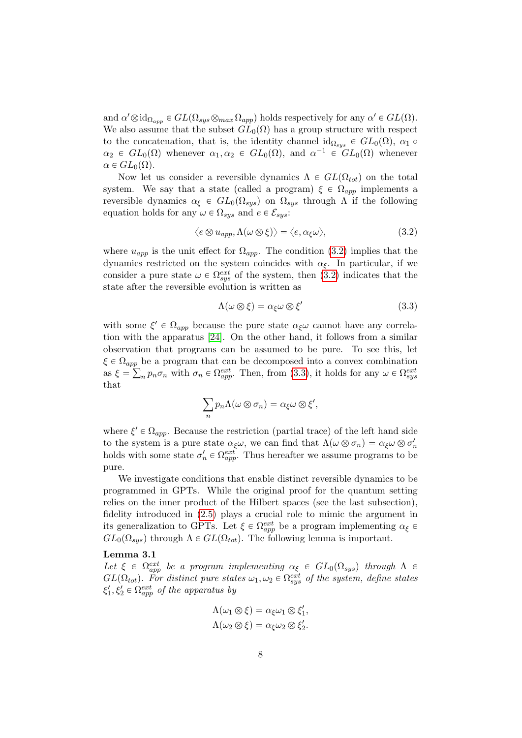and $\alpha' \otimes \mathrm{id}_{\Omega_{app}} \in GL(\Omega_{sys} \otimes_{max} \Omega_{app})$ holds respectively for any $\alpha' \in GL(\Omega)$. We also assume that the subset $GL_0(\Omega)$ has a group structure with respect to the concatenation, that is, the identity channel $\mathrm{id}_{\Omega_{sys}} \in GL_0(\Omega)$, $\alpha_1 \circ \alpha_2 \in GL_0(\Omega)$ whenever $\alpha_1, \alpha_2 \in GL_0(\Omega)$, and $\alpha^{-1} \in GL_0(\Omega)$ whenever $\alpha \in GL_0(\Omega)$.

Now let us consider a reversible dynamics $\Lambda \in GL(\Omega_{tot})$ on the total system. We say that a state (called a program) $\xi \in \Omega_{app}$ implements a reversible dynamics $\alpha_\xi \in GL_0(\Omega_{sys})$ on $\Omega_{sys}$ through $\Lambda$ if the following equation holds for any $\omega \in \Omega_{sys}$ and $e \in \mathcal{E}_{sys}$:

$$\langle e \otimes u_{app}, \Lambda(\omega \otimes \xi)\rangle = \langle e, \alpha_\xi \omega\rangle, \tag{3.2}$$

where $u_{app}$ is the unit effect for $\Omega_{app}$. The condition (3.2) implies that the dynamics restricted on the system coincides with $\alpha_\xi$. In particular, if we consider a pure state $\omega \in \Omega_{sys}^{ext}$ of the system, then (3.2) indicates that the state after the reversible evolution is written as

$$\Lambda(\omega \otimes \xi) = \alpha_\xi \omega \otimes \xi' \tag{3.3}$$

with some $\xi' \in \Omega_{app}$ because the pure state $\alpha_\xi \omega$ cannot have any correlation with the apparatus [24]. On the other hand, it follows from a similar observation that programs can be assumed to be pure. To see this, let $\xi \in \Omega_{app}$ be a program that can be decomposed into a convex combination as $\xi = \sum_n p_n \sigma_n$ with $\sigma_n \in \Omega_{app}^{ext}$. Then, from (3.3), it holds for any $\omega \in \Omega_{sys}^{ext}$ that

$$\sum_n p_n \Lambda(\omega \otimes \sigma_n) = \alpha_\xi \omega \otimes \xi',$$

where $\xi' \in \Omega_{app}$. Because the restriction (partial trace) of the left hand side to the system is a pure state $\alpha_\xi \omega$, we can find that $\Lambda(\omega \otimes \sigma_n) = \alpha_\xi \omega \otimes \sigma_n'$ holds with some state $\sigma_n' \in \Omega_{app}^{ext}$. Thus hereafter we assume programs to be pure.

We investigate conditions that enable distinct reversible dynamics to be programmed in GPTs. While the original proof for the quantum setting relies on the inner product of the Hilbert spaces (see the last subsection), fidelity introduced in (2.5) plays a crucial role to mimic the argument in its generalization to GPTs. Let $\xi \in \Omega_{app}^{ext}$ be a program implementing $\alpha_\xi \in GL_0(\Omega_{sys})$ through $\Lambda \in GL(\Omega_{tot})$. The following lemma is important.

**Lemma 3.1**
*Let $\xi \in \Omega_{app}^{ext}$ be a program implementing $\alpha_\xi \in GL_0(\Omega_{sys})$ through $\Lambda \in GL(\Omega_{tot})$. For distinct pure states $\omega_1, \omega_2 \in \Omega_{sys}^{ext}$ of the system, define states $\xi_1', \xi_2' \in \Omega_{app}^{ext}$ of the apparatus by*

$$\Lambda(\omega_1 \otimes \xi) = \alpha_\xi \omega_1 \otimes \xi_1',$$
$$\Lambda(\omega_2 \otimes \xi) = \alpha_\xi \omega_2 \otimes \xi_2'.$$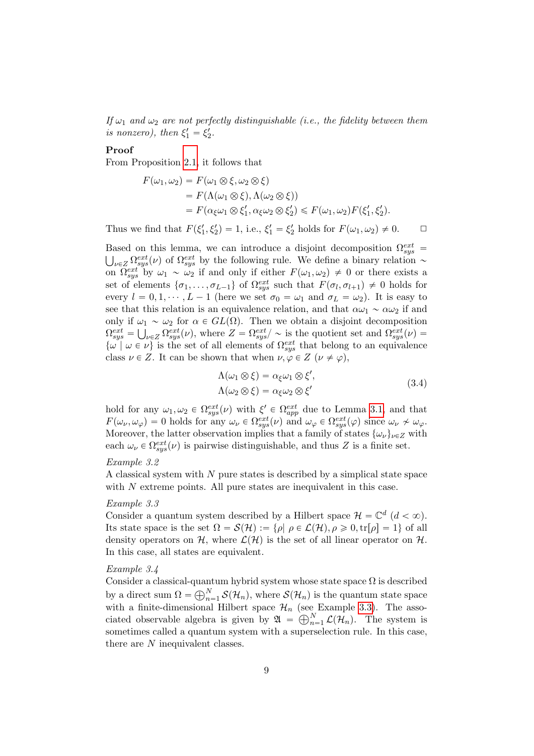*If $\omega_1$ and $\omega_2$ are not perfectly distinguishable (i.e., the fidelity between them is nonzero), then $\xi_1' = \xi_2'$.*

**Proof**

From Proposition 2.1, it follows that

$$
\begin{aligned}
F(\omega_1, \omega_2) &= F(\omega_1 \otimes \xi, \omega_2 \otimes \xi) \\
&= F(\Lambda(\omega_1 \otimes \xi), \Lambda(\omega_2 \otimes \xi)) \\
&= F(\alpha_\xi \omega_1 \otimes \xi_1', \alpha_\xi \omega_2 \otimes \xi_2') \leqslant F(\omega_1, \omega_2) F(\xi_1', \xi_2').
\end{aligned}
$$

Thus we find that $F(\xi_1', \xi_2') = 1$, i.e., $\xi_1' = \xi_2'$ holds for $F(\omega_1, \omega_2) \neq 0$. □

Based on this lemma, we can introduce a disjoint decomposition $\Omega_{sys}^{ext} = \bigcup_{\nu \in Z} \Omega_{sys}^{ext}(\nu)$ of $\Omega_{sys}^{ext}$ by the following rule. We define a binary relation $\sim$ on $\Omega_{sys}^{ext}$ by $\omega_1 \sim \omega_2$ if and only if either $F(\omega_1, \omega_2) \neq 0$ or there exists a set of elements $\{\sigma_1, \ldots, \sigma_{L-1}\}$ of $\Omega_{sys}^{ext}$ such that $F(\sigma_l, \sigma_{l+1}) \neq 0$ holds for every $l = 0, 1, \cdots, L-1$ (here we set $\sigma_0 = \omega_1$ and $\sigma_L = \omega_2$). It is easy to see that this relation is an equivalence relation, and that $\alpha\omega_1 \sim \alpha\omega_2$ if and only if $\omega_1 \sim \omega_2$ for $\alpha \in GL(\Omega)$. Then we obtain a disjoint decomposition $\Omega_{sys}^{ext} = \bigcup_{\nu \in Z} \Omega_{sys}^{ext}(\nu)$, where $Z = \Omega_{sys}^{ext}/\sim$ is the quotient set and $\Omega_{sys}^{ext}(\nu) = \{\omega \mid \omega \in \nu\}$ is the set of all elements of $\Omega_{sys}^{ext}$ that belong to an equivalence class $\nu \in Z$. It can be shown that when $\nu, \varphi \in Z$ ($\nu \neq \varphi$),

$$
\begin{aligned}
\Lambda(\omega_1 \otimes \xi) &= \alpha_\xi \omega_1 \otimes \xi', \\
\Lambda(\omega_2 \otimes \xi) &= \alpha_\xi \omega_2 \otimes \xi'
\end{aligned}
\tag{3.4}
$$

hold for any $\omega_1, \omega_2 \in \Omega_{sys}^{ext}(\nu)$ with $\xi' \in \Omega_{app}^{ext}$ due to Lemma 3.1, and that $F(\omega_\nu, \omega_\varphi) = 0$ holds for any $\omega_\nu \in \Omega_{sys}^{ext}(\nu)$ and $\omega_\varphi \in \Omega_{sys}^{ext}(\varphi)$ since $\omega_\nu \nsim \omega_\varphi$. Moreover, the latter observation implies that a family of states $\{\omega_\nu\}_{\nu \in Z}$ with each $\omega_\nu \in \Omega_{sys}^{ext}(\nu)$ is pairwise distinguishable, and thus $Z$ is a finite set.

*Example 3.2*

A classical system with $N$ pure states is described by a simplical state space with $N$ extreme points. All pure states are inequivalent in this case.

*Example 3.3*

Consider a quantum system described by a Hilbert space $\mathcal{H} = \mathbb{C}^d$ ($d < \infty$). Its state space is the set $\Omega = \mathcal{S}(\mathcal{H}) := \{\rho \mid \rho \in \mathcal{L}(\mathcal{H}), \rho \geqslant 0, \mathrm{tr}[\rho] = 1\}$ of all density operators on $\mathcal{H}$, where $\mathcal{L}(\mathcal{H})$ is the set of all linear operator on $\mathcal{H}$. In this case, all states are equivalent.

*Example 3.4*

Consider a classical-quantum hybrid system whose state space $\Omega$ is described by a direct sum $\Omega = \bigoplus_{n=1}^{N} \mathcal{S}(\mathcal{H}_n)$, where $\mathcal{S}(\mathcal{H}_n)$ is the quantum state space with a finite-dimensional Hilbert space $\mathcal{H}_n$ (see Example 3.3). The associated observable algebra is given by $\mathfrak{A} = \bigoplus_{n=1}^{N} \mathcal{L}(\mathcal{H}_n)$. The system is sometimes called a quantum system with a superselection rule. In this case, there are $N$ inequivalent classes.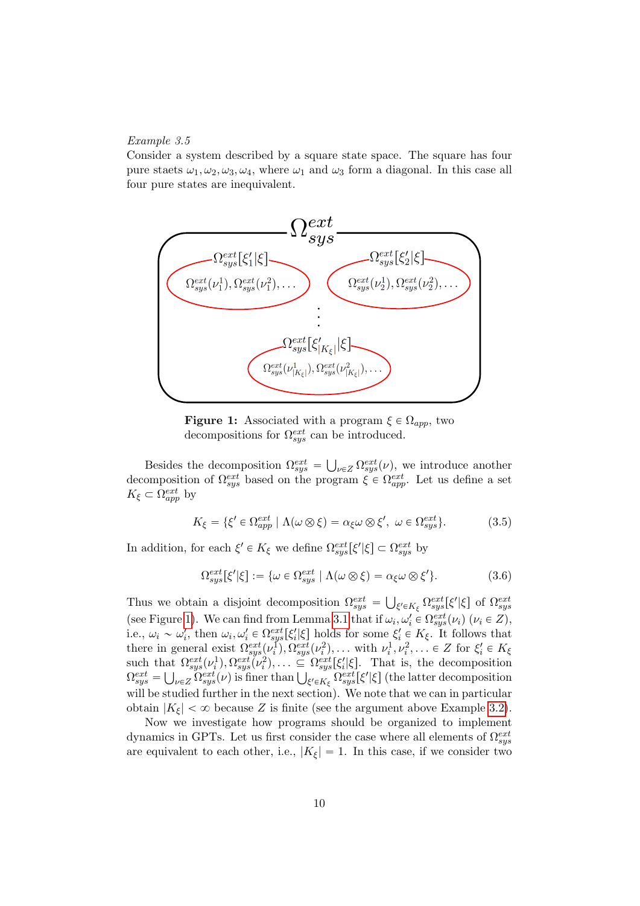*Example 3.5*
Consider a system described by a square state space. The square has four pure staets $\omega_1, \omega_2, \omega_3, \omega_4$, where $\omega_1$ and $\omega_3$ form a diagonal. In this case all four pure states are inequivalent.

**Figure 1:** Associated with a program $\xi \in \Omega_{app}$, two decompositions for $\Omega_{sys}^{ext}$ can be introduced.

Besides the decomposition $\Omega_{sys}^{ext} = \bigcup_{\nu \in Z} \Omega_{sys}^{ext}(\nu)$, we introduce another decomposition of $\Omega_{sys}^{ext}$ based on the program $\xi \in \Omega_{app}^{ext}$. Let us define a set $K_\xi \subset \Omega_{app}^{ext}$ by

$$K_\xi = \{\xi' \in \Omega_{app}^{ext} \mid \Lambda(\omega \otimes \xi) = \alpha_\xi \omega \otimes \xi',\ \omega \in \Omega_{sys}^{ext}\}. \tag{3.5}$$

In addition, for each $\xi' \in K_\xi$ we define $\Omega_{sys}^{ext}[\xi'|\xi] \subset \Omega_{sys}^{ext}$ by

$$\Omega_{sys}^{ext}[\xi'|\xi] := \{\omega \in \Omega_{sys}^{ext} \mid \Lambda(\omega \otimes \xi) = \alpha_\xi \omega \otimes \xi'\}. \tag{3.6}$$

Thus we obtain a disjoint decomposition $\Omega_{sys}^{ext} = \bigcup_{\xi' \in K_\xi} \Omega_{sys}^{ext}[\xi'|\xi]$ of $\Omega_{sys}^{ext}$ (see Figure 1). We can find from Lemma 3.1 that if $\omega_i, \omega_i' \in \Omega_{sys}^{ext}(\nu_i)$ ($\nu_i \in Z$), i.e., $\omega_i \sim \omega_i'$, then $\omega_i, \omega_i' \in \Omega_{sys}^{ext}[\xi_i'|\xi]$ holds for some $\xi_i' \in K_\xi$. It follows that there in general exist $\Omega_{sys}^{ext}(\nu_i^1), \Omega_{sys}^{ext}(\nu_i^2), \ldots$ with $\nu_i^1, \nu_i^2, \ldots \in Z$ for $\xi_i' \in K_\xi$ such that $\Omega_{sys}^{ext}(\nu_i^1), \Omega_{sys}^{ext}(\nu_i^2), \ldots \subseteq \Omega_{sys}^{ext}[\xi_i'|\xi]$. That is, the decomposition $\Omega_{sys}^{ext} = \bigcup_{\nu \in Z} \Omega_{sys}^{ext}(\nu)$ is finer than $\bigcup_{\xi' \in K_\xi} \Omega_{sys}^{ext}[\xi'|\xi]$ (the latter decomposition will be studied further in the next section). We note that we can in particular obtain $|K_\xi| < \infty$ because $Z$ is finite (see the argument above Example 3.2).

Now we investigate how programs should be organized to implement dynamics in GPTs. Let us first consider the case where all elements of $\Omega_{sys}^{ext}$ are equivalent to each other, i.e., $|K_\xi| = 1$. In this case, if we consider two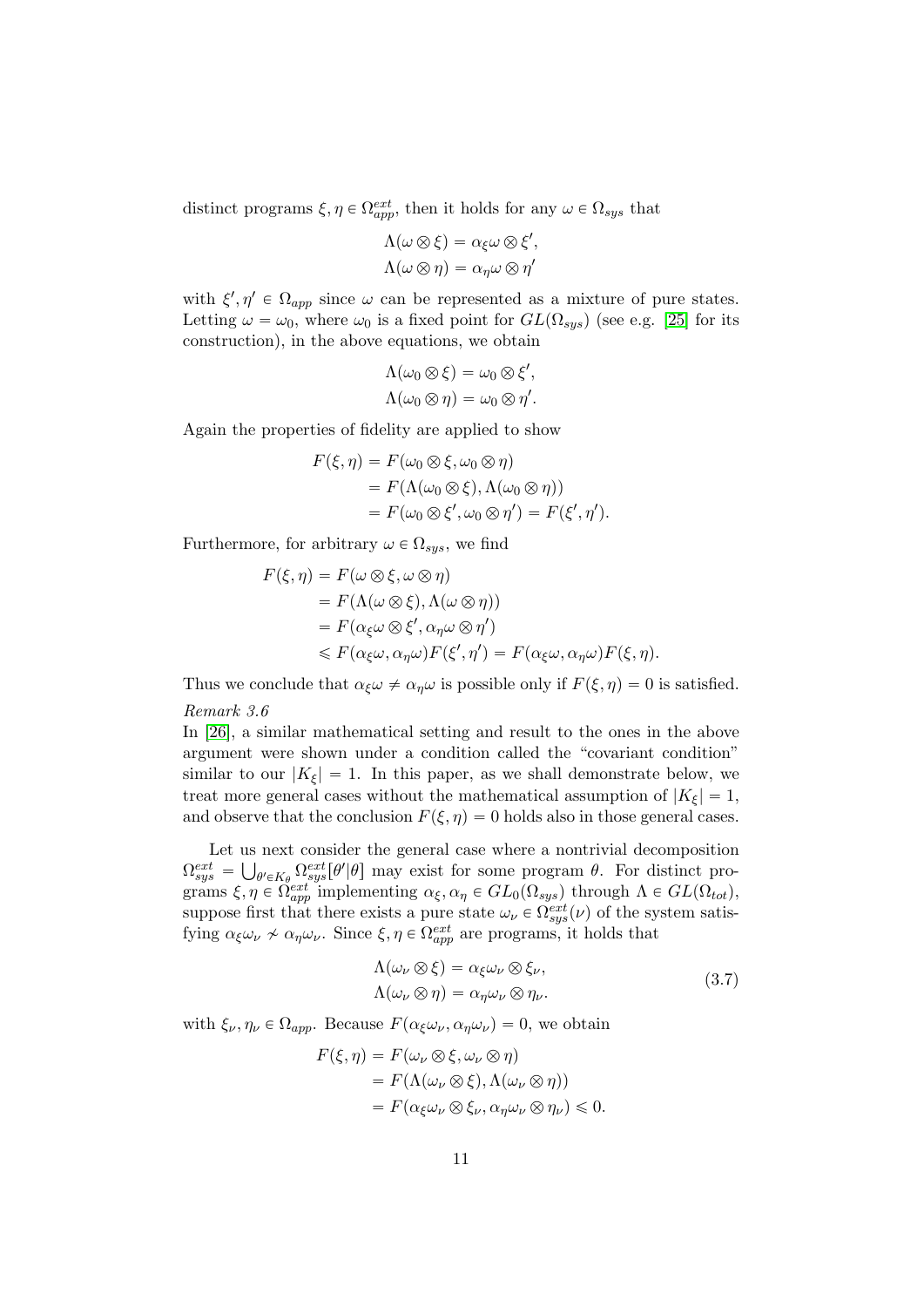distinct programs $\xi, \eta \in \Omega_{app}^{ext}$, then it holds for any $\omega \in \Omega_{sys}$ that

$$\Lambda(\omega \otimes \xi) = \alpha_\xi \omega \otimes \xi',$$
$$\Lambda(\omega \otimes \eta) = \alpha_\eta \omega \otimes \eta'$$

with $\xi', \eta' \in \Omega_{app}$ since $\omega$ can be represented as a mixture of pure states. Letting $\omega = \omega_0$, where $\omega_0$ is a fixed point for $GL(\Omega_{sys})$ (see e.g. [25] for its construction), in the above equations, we obtain

$$\Lambda(\omega_0 \otimes \xi) = \omega_0 \otimes \xi',$$
$$\Lambda(\omega_0 \otimes \eta) = \omega_0 \otimes \eta'.$$

Again the properties of fidelity are applied to show

$$\begin{aligned}
F(\xi, \eta) &= F(\omega_0 \otimes \xi, \omega_0 \otimes \eta) \\
&= F(\Lambda(\omega_0 \otimes \xi), \Lambda(\omega_0 \otimes \eta)) \\
&= F(\omega_0 \otimes \xi', \omega_0 \otimes \eta') = F(\xi', \eta').
\end{aligned}$$

Furthermore, for arbitrary $\omega \in \Omega_{sys}$, we find

$$\begin{aligned}
F(\xi, \eta) &= F(\omega \otimes \xi, \omega \otimes \eta) \\
&= F(\Lambda(\omega \otimes \xi), \Lambda(\omega \otimes \eta)) \\
&= F(\alpha_\xi \omega \otimes \xi', \alpha_\eta \omega \otimes \eta') \\
&\leqslant F(\alpha_\xi \omega, \alpha_\eta \omega) F(\xi', \eta') = F(\alpha_\xi \omega, \alpha_\eta \omega) F(\xi, \eta).
\end{aligned}$$

Thus we conclude that $\alpha_\xi \omega \neq \alpha_\eta \omega$ is possible only if $F(\xi, \eta) = 0$ is satisfied.

*Remark 3.6*

In [26], a similar mathematical setting and result to the ones in the above argument were shown under a condition called the "covariant condition" similar to our $|K_\xi| = 1$. In this paper, as we shall demonstrate below, we treat more general cases without the mathematical assumption of $|K_\xi| = 1$, and observe that the conclusion $F(\xi, \eta) = 0$ holds also in those general cases.

Let us next consider the general case where a nontrivial decomposition $\Omega_{sys}^{ext} = \bigcup_{\theta' \in K_\theta} \Omega_{sys}^{ext}[\theta'|\theta]$ may exist for some program $\theta$. For distinct programs $\xi, \eta \in \Omega_{app}^{ext}$ implementing $\alpha_\xi, \alpha_\eta \in GL_0(\Omega_{sys})$ through $\Lambda \in GL(\Omega_{tot})$, suppose first that there exists a pure state $\omega_\nu \in \Omega_{sys}^{ext}(\nu)$ of the system satisfying $\alpha_\xi \omega_\nu \nsim \alpha_\eta \omega_\nu$. Since $\xi, \eta \in \Omega_{app}^{ext}$ are programs, it holds that

$$\begin{aligned}
\Lambda(\omega_\nu \otimes \xi) &= \alpha_\xi \omega_\nu \otimes \xi_\nu, \\
\Lambda(\omega_\nu \otimes \eta) &= \alpha_\eta \omega_\nu \otimes \eta_\nu.
\end{aligned} \tag{3.7}$$

with $\xi_\nu, \eta_\nu \in \Omega_{app}$. Because $F(\alpha_\xi \omega_\nu, \alpha_\eta \omega_\nu) = 0$, we obtain

$$\begin{aligned}
F(\xi, \eta) &= F(\omega_\nu \otimes \xi, \omega_\nu \otimes \eta) \\
&= F(\Lambda(\omega_\nu \otimes \xi), \Lambda(\omega_\nu \otimes \eta)) \\
&= F(\alpha_\xi \omega_\nu \otimes \xi_\nu, \alpha_\eta \omega_\nu \otimes \eta_\nu) \leqslant 0.
\end{aligned}$$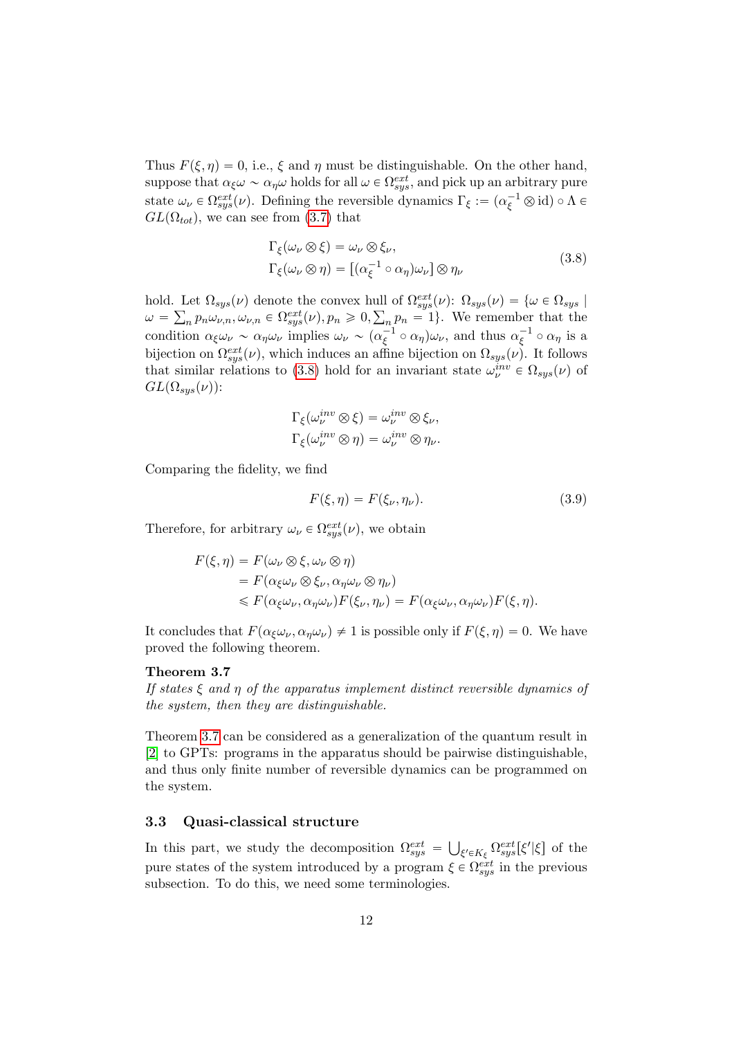Thus $F(\xi,\eta)=0$, i.e., $\xi$ and $\eta$ must be distinguishable. On the other hand, suppose that $\alpha_\xi\omega \sim \alpha_\eta\omega$ holds for all $\omega \in \Omega_{sys}^{ext}$, and pick up an arbitrary pure state $\omega_\nu \in \Omega_{sys}^{ext}(\nu)$. Defining the reversible dynamics $\Gamma_\xi := (\alpha_\xi^{-1}\otimes \mathrm{id})\circ\Lambda \in GL(\Omega_{tot})$, we can see from (3.7) that

$$
\begin{aligned}
\Gamma_\xi(\omega_\nu\otimes\xi) &= \omega_\nu\otimes\xi_\nu,\\
\Gamma_\xi(\omega_\nu\otimes\eta) &= \left[(\alpha_\xi^{-1}\circ\alpha_\eta)\omega_\nu\right]\otimes\eta_\nu
\end{aligned}
\tag{3.8}
$$

hold. Let $\Omega_{sys}(\nu)$ denote the convex hull of $\Omega_{sys}^{ext}(\nu)$: $\Omega_{sys}(\nu)=\{\omega\in\Omega_{sys} \mid \omega=\sum_n p_n\omega_{\nu,n}, \omega_{\nu,n}\in\Omega_{sys}^{ext}(\nu), p_n\geqslant 0, \sum_n p_n=1\}$. We remember that the condition $\alpha_\xi\omega_\nu\sim\alpha_\eta\omega_\nu$ implies $\omega_\nu\sim(\alpha_\xi^{-1}\circ\alpha_\eta)\omega_\nu$, and thus $\alpha_\xi^{-1}\circ\alpha_\eta$ is a bijection on $\Omega_{sys}^{ext}(\nu)$, which induces an affine bijection on $\Omega_{sys}(\nu)$. It follows that similar relations to (3.8) hold for an invariant state $\omega_\nu^{inv}\in\Omega_{sys}(\nu)$ of $GL(\Omega_{sys}(\nu))$:

$$
\begin{aligned}
\Gamma_\xi(\omega_\nu^{inv}\otimes\xi) &= \omega_\nu^{inv}\otimes\xi_\nu,\\
\Gamma_\xi(\omega_\nu^{inv}\otimes\eta) &= \omega_\nu^{inv}\otimes\eta_\nu.
\end{aligned}
$$

Comparing the fidelity, we find

$$
F(\xi,\eta)=F(\xi_\nu,\eta_\nu). \tag{3.9}
$$

Therefore, for arbitrary $\omega_\nu\in\Omega_{sys}^{ext}(\nu)$, we obtain

$$
\begin{aligned}
F(\xi,\eta) &= F(\omega_\nu\otimes\xi,\omega_\nu\otimes\eta)\\
&= F(\alpha_\xi\omega_\nu\otimes\xi_\nu,\alpha_\eta\omega_\nu\otimes\eta_\nu)\\
&\leqslant F(\alpha_\xi\omega_\nu,\alpha_\eta\omega_\nu)F(\xi_\nu,\eta_\nu)=F(\alpha_\xi\omega_\nu,\alpha_\eta\omega_\nu)F(\xi,\eta).
\end{aligned}
$$

It concludes that $F(\alpha_\xi\omega_\nu,\alpha_\eta\omega_\nu)\neq 1$ is possible only if $F(\xi,\eta)=0$. We have proved the following theorem.

**Theorem 3.7**
*If states $\xi$ and $\eta$ of the apparatus implement distinct reversible dynamics of the system, then they are distinguishable.*

Theorem 3.7 can be considered as a generalization of the quantum result in [2] to GPTs: programs in the apparatus should be pairwise distinguishable, and thus only finite number of reversible dynamics can be programmed on the system.

### 3.3 Quasi-classical structure

In this part, we study the decomposition $\Omega_{sys}^{ext}=\bigcup_{\xi'\in K_\xi}\Omega_{sys}^{ext}[\xi'|\xi]$ of the pure states of the system introduced by a program $\xi\in\Omega_{sys}^{ext}$ in the previous subsection. To do this, we need some terminologies.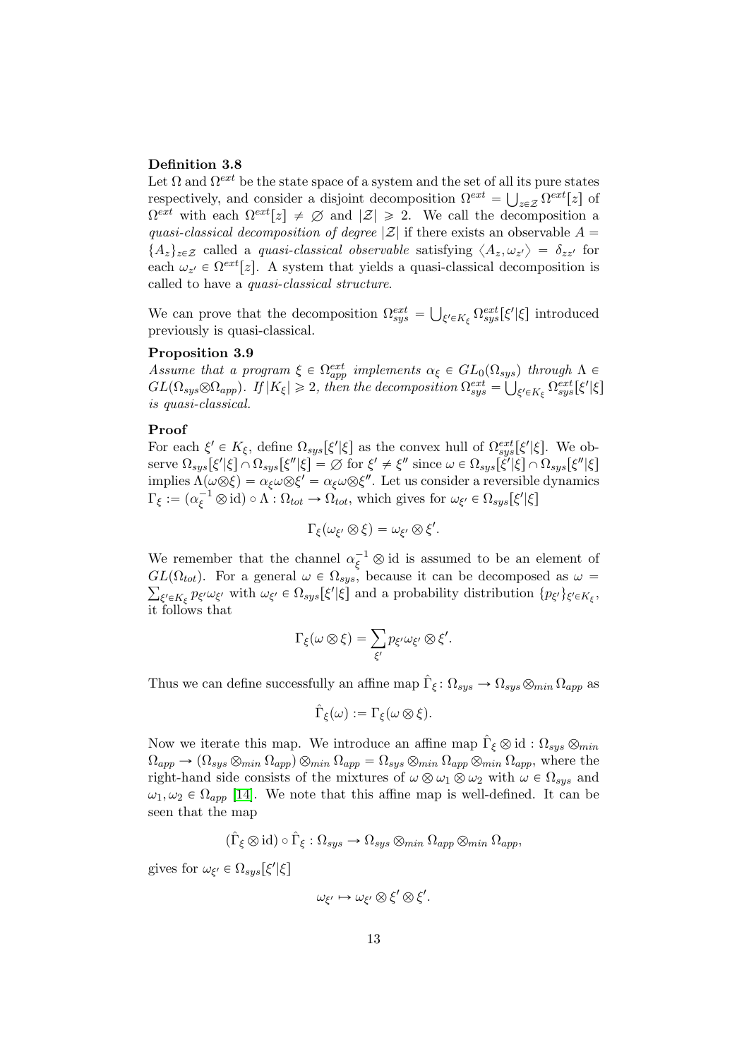**Definition 3.8**

Let $\Omega$ and $\Omega^{ext}$ be the state space of a system and the set of all its pure states respectively, and consider a disjoint decomposition $\Omega^{ext} = \bigcup_{z\in\mathcal{Z}} \Omega^{ext}[z]$ of $\Omega^{ext}$ with each $\Omega^{ext}[z] \neq \varnothing$ and $|\mathcal{Z}| \geqslant 2$. We call the decomposition a *quasi-classical decomposition of degree* $|\mathcal{Z}|$ if there exists an observable $A = \{A_z\}_{z\in\mathcal{Z}}$ called a *quasi-classical observable* satisfying $\langle A_z, \omega_{z'}\rangle = \delta_{zz'}$ for each $\omega_{z'} \in \Omega^{ext}[z]$. A system that yields a quasi-classical decomposition is called to have a *quasi-classical structure*.

We can prove that the decomposition $\Omega^{ext}_{sys} = \bigcup_{\xi'\in K_\xi} \Omega^{ext}_{sys}[\xi'|\xi]$ introduced previously is quasi-classical.

**Proposition 3.9**

*Assume that a program $\xi \in \Omega^{ext}_{app}$ implements $\alpha_\xi \in GL_0(\Omega_{sys})$ through $\Lambda \in GL(\Omega_{sys}\otimes\Omega_{app})$. If $|K_\xi| \geqslant 2$, then the decomposition $\Omega^{ext}_{sys} = \bigcup_{\xi'\in K_\xi} \Omega^{ext}_{sys}[\xi'|\xi]$ is quasi-classical.*

**Proof**

For each $\xi' \in K_\xi$, define $\Omega_{sys}[\xi'|\xi]$ as the convex hull of $\Omega^{ext}_{sys}[\xi'|\xi]$. We observe $\Omega_{sys}[\xi'|\xi] \cap \Omega_{sys}[\xi''|\xi] = \varnothing$ for $\xi' \neq \xi''$ since $\omega \in \Omega_{sys}[\xi'|\xi] \cap \Omega_{sys}[\xi''|\xi]$ implies $\Lambda(\omega\otimes\xi) = \alpha_\xi\omega\otimes\xi' = \alpha_\xi\omega\otimes\xi''$. Let us consider a reversible dynamics $\Gamma_\xi := (\alpha_\xi^{-1}\otimes \mathrm{id})\circ\Lambda : \Omega_{tot} \to \Omega_{tot}$, which gives for $\omega_{\xi'} \in \Omega_{sys}[\xi'|\xi]$

$$\Gamma_\xi(\omega_{\xi'}\otimes\xi) = \omega_{\xi'}\otimes\xi'.$$

We remember that the channel $\alpha_\xi^{-1}\otimes \mathrm{id}$ is assumed to be an element of $GL(\Omega_{tot})$. For a general $\omega \in \Omega_{sys}$, because it can be decomposed as $\omega = \sum_{\xi'\in K_\xi} p_{\xi'}\omega_{\xi'}$ with $\omega_{\xi'} \in \Omega_{sys}[\xi'|\xi]$ and a probability distribution $\{p_{\xi'}\}_{\xi'\in K_\xi}$, it follows that

$$\Gamma_\xi(\omega\otimes\xi) = \sum_{\xi'} p_{\xi'}\omega_{\xi'}\otimes\xi'.$$

Thus we can define successfully an affine map $\hat{\Gamma}_\xi\colon \Omega_{sys} \to \Omega_{sys}\otimes_{min}\Omega_{app}$ as

$$\hat{\Gamma}_\xi(\omega) := \Gamma_\xi(\omega\otimes\xi).$$

Now we iterate this map. We introduce an affine map $\hat{\Gamma}_\xi\otimes\mathrm{id} : \Omega_{sys}\otimes_{min}\Omega_{app} \to (\Omega_{sys}\otimes_{min}\Omega_{app})\otimes_{min}\Omega_{app} = \Omega_{sys}\otimes_{min}\Omega_{app}\otimes_{min}\Omega_{app}$, where the right-hand side consists of the mixtures of $\omega\otimes\omega_1\otimes\omega_2$ with $\omega \in \Omega_{sys}$ and $\omega_1, \omega_2 \in \Omega_{app}$ [14]. We note that this affine map is well-defined. It can be seen that the map

$$(\hat{\Gamma}_\xi\otimes\mathrm{id})\circ\hat{\Gamma}_\xi : \Omega_{sys} \to \Omega_{sys}\otimes_{min}\Omega_{app}\otimes_{min}\Omega_{app},$$

gives for $\omega_{\xi'} \in \Omega_{sys}[\xi'|\xi]$

$$\omega_{\xi'} \mapsto \omega_{\xi'}\otimes\xi'\otimes\xi'.$$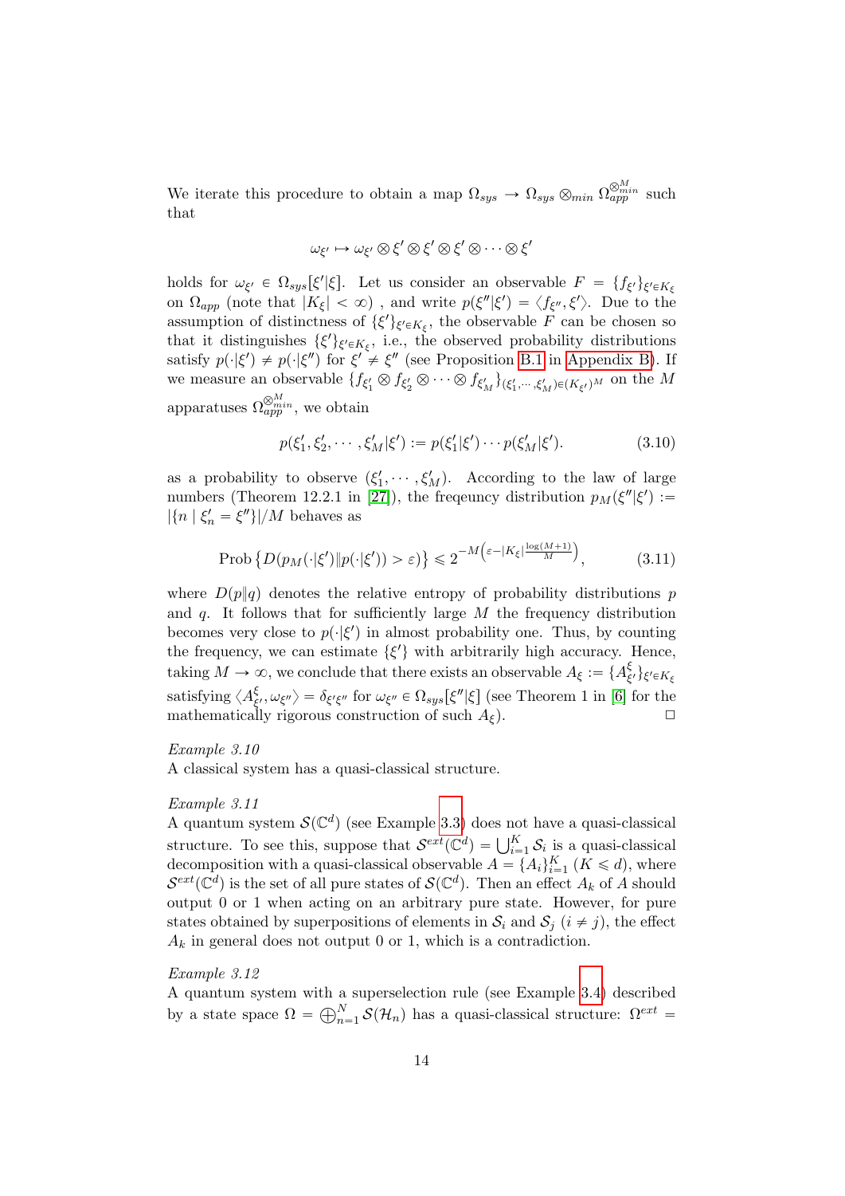We iterate this procedure to obtain a map $\Omega_{sys} \to \Omega_{sys} \otimes_{min} \Omega_{app}^{\otimes_{min}^M}$ such that

$$\omega_{\xi'} \mapsto \omega_{\xi'} \otimes \xi' \otimes \xi' \otimes \xi' \otimes \cdots \otimes \xi'$$

holds for $\omega_{\xi'} \in \Omega_{sys}[\xi'|\xi]$. Let us consider an observable $F = \{f_{\xi'}\}_{\xi' \in K_\xi}$ on $\Omega_{app}$ (note that $|K_\xi| < \infty$) , and write $p(\xi''|\xi') = \langle f_{\xi''}, \xi' \rangle$. Due to the assumption of distinctness of $\{\xi'\}_{\xi' \in K_\xi}$, the observable $F$ can be chosen so that it distinguishes $\{\xi'\}_{\xi' \in K_\xi}$, i.e., the observed probability distributions satisfy $p(\cdot|\xi') \neq p(\cdot|\xi'')$ for $\xi' \neq \xi''$ (see Proposition B.1 in Appendix B). If we measure an observable $\{f_{\xi'_1} \otimes f_{\xi'_2} \otimes \cdots \otimes f_{\xi'_M}\}_{(\xi'_1, \cdots, \xi'_M) \in (K_{\xi'})^M}$ on the $M$ apparatuses $\Omega_{app}^{\otimes_{min}^M}$, we obtain

$$p(\xi'_1, \xi'_2, \cdots, \xi'_M|\xi') := p(\xi'_1|\xi') \cdots p(\xi'_M|\xi'). \tag{3.10}$$

as a probability to observe $(\xi'_1, \cdots, \xi'_M)$. According to the law of large numbers (Theorem 12.2.1 in [27]), the freqeuncy distribution $p_M(\xi''|\xi') := |\{n \mid \xi'_n = \xi''\}|/M$ behaves as

$$\mathrm{Prob}\left\{D(p_M(\cdot|\xi') \| p(\cdot|\xi')) > \varepsilon\right\} \leqslant 2^{-M\left(\varepsilon - |K_\xi| \frac{\log(M+1)}{M}\right)}, \tag{3.11}$$

where $D(p\|q)$ denotes the relative entropy of probability distributions $p$ and $q$. It follows that for sufficiently large $M$ the frequency distribution becomes very close to $p(\cdot|\xi')$ in almost probability one. Thus, by counting the frequency, we can estimate $\{\xi'\}$ with arbitrarily high accuracy. Hence, taking $M \to \infty$, we conclude that there exists an observable $A_\xi := \{A^\xi_{\xi'}\}_{\xi' \in K_\xi}$ satisfying $\langle A^\xi_{\xi'}, \omega_{\xi''} \rangle = \delta_{\xi'\xi''}$ for $\omega_{\xi''} \in \Omega_{sys}[\xi''|\xi]$ (see Theorem 1 in [6] for the mathematically rigorous construction of such $A_\xi$). □

*Example 3.10*
A classical system has a quasi-classical structure.

*Example 3.11*
A quantum system $\mathcal{S}(\mathbb{C}^d)$ (see Example 3.3) does not have a quasi-classical structure. To see this, suppose that $\mathcal{S}^{ext}(\mathbb{C}^d) = \bigcup_{i=1}^K \mathcal{S}_i$ is a quasi-classical decomposition with a quasi-classical observable $A = \{A_i\}_{i=1}^K$ ($K \leqslant d$), where $\mathcal{S}^{ext}(\mathbb{C}^d)$ is the set of all pure states of $\mathcal{S}(\mathbb{C}^d)$. Then an effect $A_k$ of $A$ should output 0 or 1 when acting on an arbitrary pure state. However, for pure states obtained by superpositions of elements in $\mathcal{S}_i$ and $\mathcal{S}_j$ ($i \neq j$), the effect $A_k$ in general does not output 0 or 1, which is a contradiction.

*Example 3.12*
A quantum system with a superselection rule (see Example 3.4) described by a state space $\Omega = \bigoplus_{n=1}^N \mathcal{S}(\mathcal{H}_n)$ has a quasi-classical structure: $\Omega^{ext} =$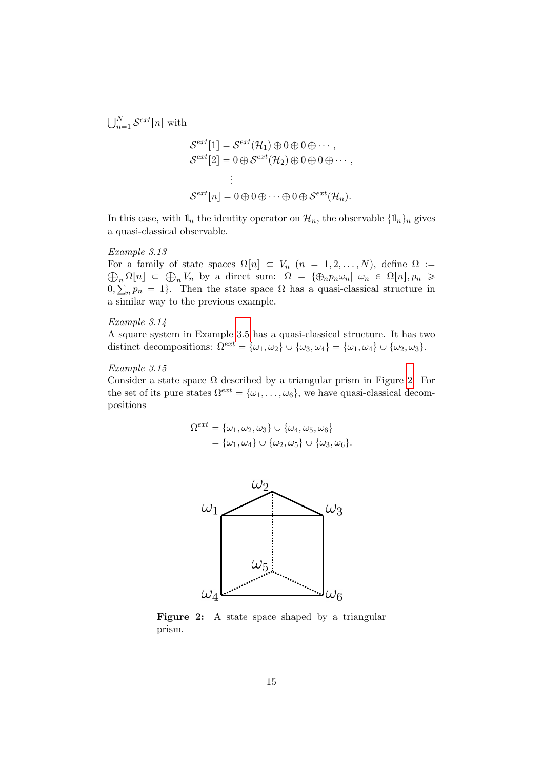$\bigcup_{n=1}^{N} \mathcal{S}^{ext}[n]$ with

$$
\begin{aligned}
\mathcal{S}^{ext}[1] &= \mathcal{S}^{ext}(\mathcal{H}_1) \oplus 0 \oplus 0 \oplus \cdots, \\
\mathcal{S}^{ext}[2] &= 0 \oplus \mathcal{S}^{ext}(\mathcal{H}_2) \oplus 0 \oplus 0 \oplus \cdots, \\
&\vdots \\
\mathcal{S}^{ext}[n] &= 0 \oplus 0 \oplus \cdots \oplus 0 \oplus \mathcal{S}^{ext}(\mathcal{H}_n).
\end{aligned}
$$

In this case, with $\mathbb{1}_n$ the identity operator on $\mathcal{H}_n$, the observable $\{\mathbb{1}_n\}_n$ gives a quasi-classical observable.

*Example 3.13*
For a family of state spaces $\Omega[n] \subset V_n$ $(n = 1, 2, \ldots, N)$, define $\Omega := \bigoplus_n \Omega[n] \subset \bigoplus_n V_n$ by a direct sum: $\Omega = \{\oplus_n p_n \omega_n | \ \omega_n \in \Omega[n], p_n \geqslant 0, \sum_n p_n = 1\}$. Then the state space $\Omega$ has a quasi-classical structure in a similar way to the previous example.

*Example 3.14*
A square system in Example 3.5 has a quasi-classical structure. It has two distinct decompositions: $\Omega^{ext} = \{\omega_1, \omega_2\} \cup \{\omega_3, \omega_4\} = \{\omega_1, \omega_4\} \cup \{\omega_2, \omega_3\}$.

*Example 3.15*
Consider a state space $\Omega$ described by a triangular prism in Figure 2. For the set of its pure states $\Omega^{ext} = \{\omega_1, \ldots, \omega_6\}$, we have quasi-classical decompositions

$$
\begin{aligned}
\Omega^{ext} &= \{\omega_1, \omega_2, \omega_3\} \cup \{\omega_4, \omega_5, \omega_6\} \\
&= \{\omega_1, \omega_4\} \cup \{\omega_2, \omega_5\} \cup \{\omega_3, \omega_6\}.
\end{aligned}
$$

**Figure 2:** A state space shaped by a triangular prism.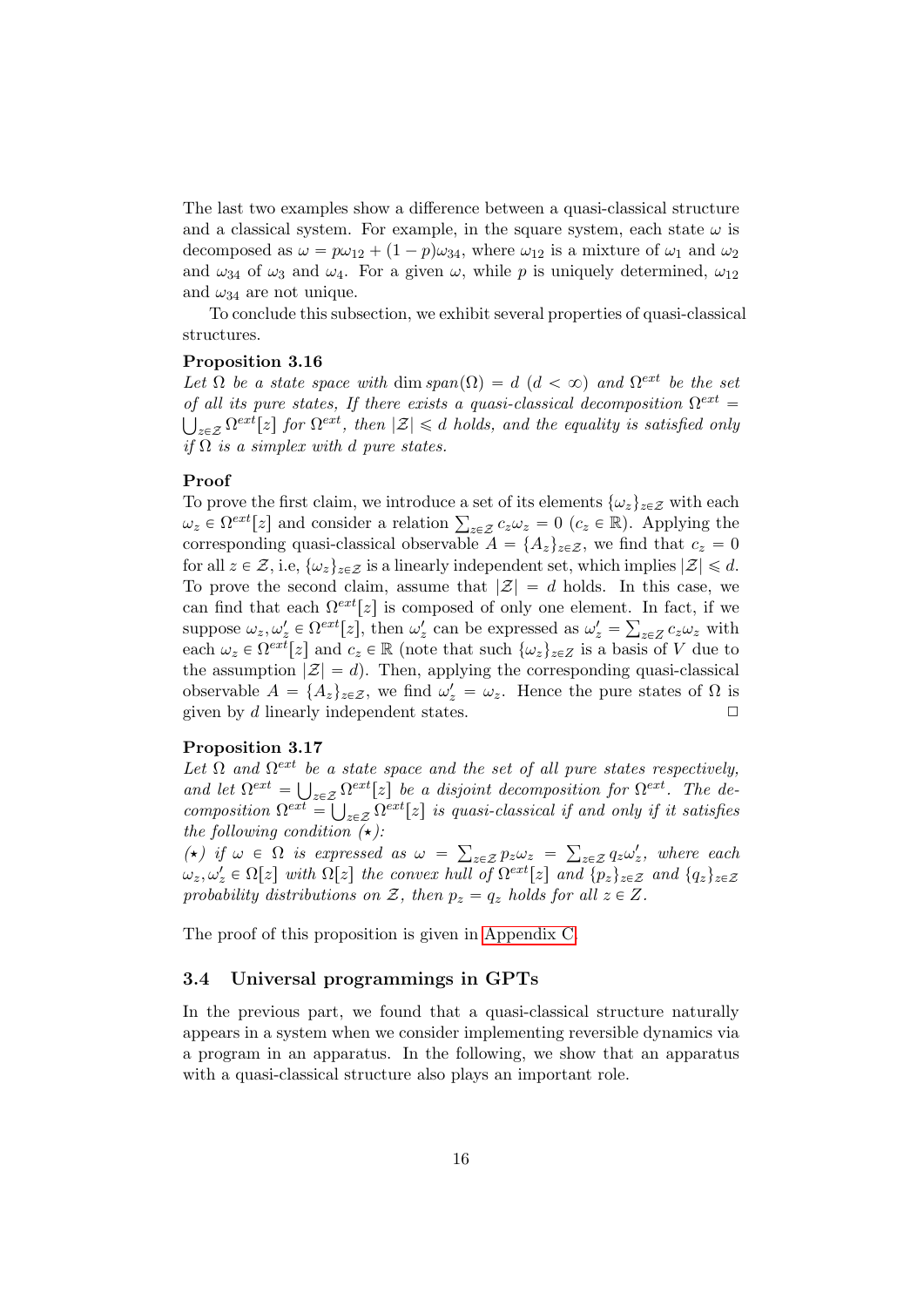The last two examples show a difference between a quasi-classical structure and a classical system. For example, in the square system, each state $\omega$ is decomposed as $\omega = p\omega_{12} + (1-p)\omega_{34}$, where $\omega_{12}$ is a mixture of $\omega_1$ and $\omega_2$ and $\omega_{34}$ of $\omega_3$ and $\omega_4$. For a given $\omega$, while $p$ is uniquely determined, $\omega_{12}$ and $\omega_{34}$ are not unique.

To conclude this subsection, we exhibit several properties of quasi-classical structures.

**Proposition 3.16**

*Let $\Omega$ be a state space with $\dim span(\Omega) = d$ ($d < \infty$) and $\Omega^{ext}$ be the set of all its pure states, If there exists a quasi-classical decomposition $\Omega^{ext} = \bigcup_{z\in\mathcal{Z}} \Omega^{ext}[z]$ for $\Omega^{ext}$, then $|\mathcal{Z}| \leqslant d$ holds, and the equality is satisfied only if $\Omega$ is a simplex with $d$ pure states.*

**Proof**

To prove the first claim, we introduce a set of its elements $\{\omega_z\}_{z\in\mathcal{Z}}$ with each $\omega_z \in \Omega^{ext}[z]$ and consider a relation $\sum_{z\in\mathcal{Z}} c_z\omega_z = 0$ ($c_z \in \mathbb{R}$). Applying the corresponding quasi-classical observable $A = \{A_z\}_{z\in\mathcal{Z}}$, we find that $c_z = 0$ for all $z \in \mathcal{Z}$, i.e, $\{\omega_z\}_{z\in\mathcal{Z}}$ is a linearly independent set, which implies $|\mathcal{Z}| \leqslant d$. To prove the second claim, assume that $|\mathcal{Z}| = d$ holds. In this case, we can find that each $\Omega^{ext}[z]$ is composed of only one element. In fact, if we suppose $\omega_z, \omega'_z \in \Omega^{ext}[z]$, then $\omega'_z$ can be expressed as $\omega'_z = \sum_{z\in Z} c_z\omega_z$ with each $\omega_z \in \Omega^{ext}[z]$ and $c_z \in \mathbb{R}$ (note that such $\{\omega_z\}_{z\in Z}$ is a basis of $V$ due to the assumption $|\mathcal{Z}| = d$). Then, applying the corresponding quasi-classical observable $A = \{A_z\}_{z\in\mathcal{Z}}$, we find $\omega'_z = \omega_z$. Hence the pure states of $\Omega$ is given by $d$ linearly independent states. □

**Proposition 3.17**

*Let $\Omega$ and $\Omega^{ext}$ be a state space and the set of all pure states respectively, and let $\Omega^{ext} = \bigcup_{z\in\mathcal{Z}} \Omega^{ext}[z]$ be a disjoint decomposition for $\Omega^{ext}$. The decomposition $\Omega^{ext} = \bigcup_{z\in\mathcal{Z}} \Omega^{ext}[z]$ is quasi-classical if and only if it satisfies the following condition ($\star$):*

*($\star$) if $\omega \in \Omega$ is expressed as $\omega = \sum_{z\in\mathcal{Z}} p_z\omega_z = \sum_{z\in\mathcal{Z}} q_z\omega'_z$, where each $\omega_z, \omega'_z \in \Omega[z]$ with $\Omega[z]$ the convex hull of $\Omega^{ext}[z]$ and $\{p_z\}_{z\in\mathcal{Z}}$ and $\{q_z\}_{z\in\mathcal{Z}}$ probability distributions on $\mathcal{Z}$, then $p_z = q_z$ holds for all $z \in Z$.*

The proof of this proposition is given in Appendix C.

### 3.4 Universal programmings in GPTs

In the previous part, we found that a quasi-classical structure naturally appears in a system when we consider implementing reversible dynamics via a program in an apparatus. In the following, we show that an apparatus with a quasi-classical structure also plays an important role.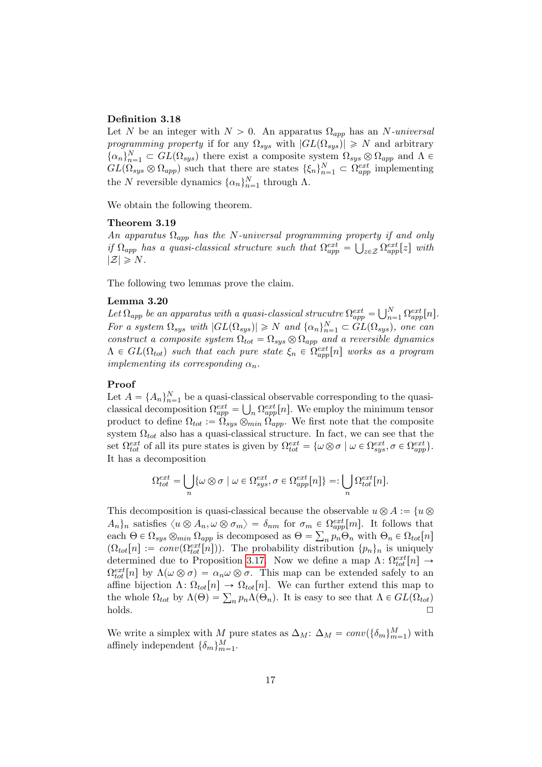**Definition 3.18**
Let $N$ be an integer with $N > 0$. An apparatus $\Omega_{app}$ has an *$N$-universal programming property* if for any $\Omega_{sys}$ with $|GL(\Omega_{sys})| \geqslant N$ and arbitrary $\{\alpha_n\}_{n=1}^N \subset GL(\Omega_{sys})$ there exist a composite system $\Omega_{sys} \otimes \Omega_{app}$ and $\Lambda \in GL(\Omega_{sys} \otimes \Omega_{app})$ such that there are states $\{\xi_n\}_{n=1}^N \subset \Omega_{app}^{ext}$ implementing the $N$ reversible dynamics $\{\alpha_n\}_{n=1}^N$ through $\Lambda$.

We obtain the following theorem.

**Theorem 3.19**
*An apparatus $\Omega_{app}$ has the $N$-universal programming property if and only if $\Omega_{app}$ has a quasi-classical structure such that $\Omega_{app}^{ext} = \bigcup_{z\in\mathcal{Z}} \Omega_{app}^{ext}[z]$ with $|\mathcal{Z}| \geqslant N$.*

The following two lemmas prove the claim.

**Lemma 3.20**
*Let $\Omega_{app}$ be an apparatus with a quasi-classical strucutre $\Omega_{app}^{ext} = \bigcup_{n=1}^N \Omega_{app}^{ext}[n]$. For a system $\Omega_{sys}$ with $|GL(\Omega_{sys})| \geqslant N$ and $\{\alpha_n\}_{n=1}^N \subset GL(\Omega_{sys})$, one can construct a composite system $\Omega_{tot} = \Omega_{sys} \otimes \Omega_{app}$ and a reversible dynamics $\Lambda \in GL(\Omega_{tot})$ such that each pure state $\xi_n \in \Omega_{app}^{ext}[n]$ works as a program implementing its corresponding $\alpha_n$.*

**Proof**
Let $A = \{A_n\}_{n=1}^N$ be a quasi-classical observable corresponding to the quasi-classical decomposition $\Omega_{app}^{ext} = \bigcup_n \Omega_{app}^{ext}[n]$. We employ the minimum tensor product to define $\Omega_{tot} := \Omega_{sys} \otimes_{min} \Omega_{app}$. We first note that the composite system $\Omega_{tot}$ also has a quasi-classical structure. In fact, we can see that the set $\Omega_{tot}^{ext}$ of all its pure states is given by $\Omega_{tot}^{ext} = \{\omega \otimes \sigma \mid \omega \in \Omega_{sys}^{ext}, \sigma \in \Omega_{app}^{ext}\}$. It has a decomposition

$$\Omega_{tot}^{ext} = \bigcup_n \{\omega \otimes \sigma \mid \omega \in \Omega_{sys}^{ext}, \sigma \in \Omega_{app}^{ext}[n]\} =: \bigcup_n \Omega_{tot}^{ext}[n].$$

This decomposition is quasi-classical because the observable $u \otimes A := \{u \otimes A_n\}_n$ satisfies $\langle u \otimes A_n, \omega \otimes \sigma_m \rangle = \delta_{nm}$ for $\sigma_m \in \Omega_{app}^{ext}[m]$. It follows that each $\Theta \in \Omega_{sys} \otimes_{min} \Omega_{app}$ is decomposed as $\Theta = \sum_n p_n \Theta_n$ with $\Theta_n \in \Omega_{tot}[n]$ ($\Omega_{tot}[n] := conv(\Omega_{tot}^{ext}[n])$). The probability distribution $\{p_n\}_n$ is uniquely determined due to Proposition 3.17. Now we define a map $\Lambda \colon \Omega_{tot}^{ext}[n] \to \Omega_{tot}^{ext}[n]$ by $\Lambda(\omega \otimes \sigma) = \alpha_n \omega \otimes \sigma$. This map can be extended safely to an affine bijection $\Lambda \colon \Omega_{tot}[n] \to \Omega_{tot}[n]$. We can further extend this map to the whole $\Omega_{tot}$ by $\Lambda(\Theta) = \sum_n p_n \Lambda(\Theta_n)$. It is easy to see that $\Lambda \in GL(\Omega_{tot})$ holds. $\square$

We write a simplex with $M$ pure states as $\Delta_M$: $\Delta_M = conv(\{\delta_m\}_{m=1}^M)$ with affinely independent $\{\delta_m\}_{m=1}^M$.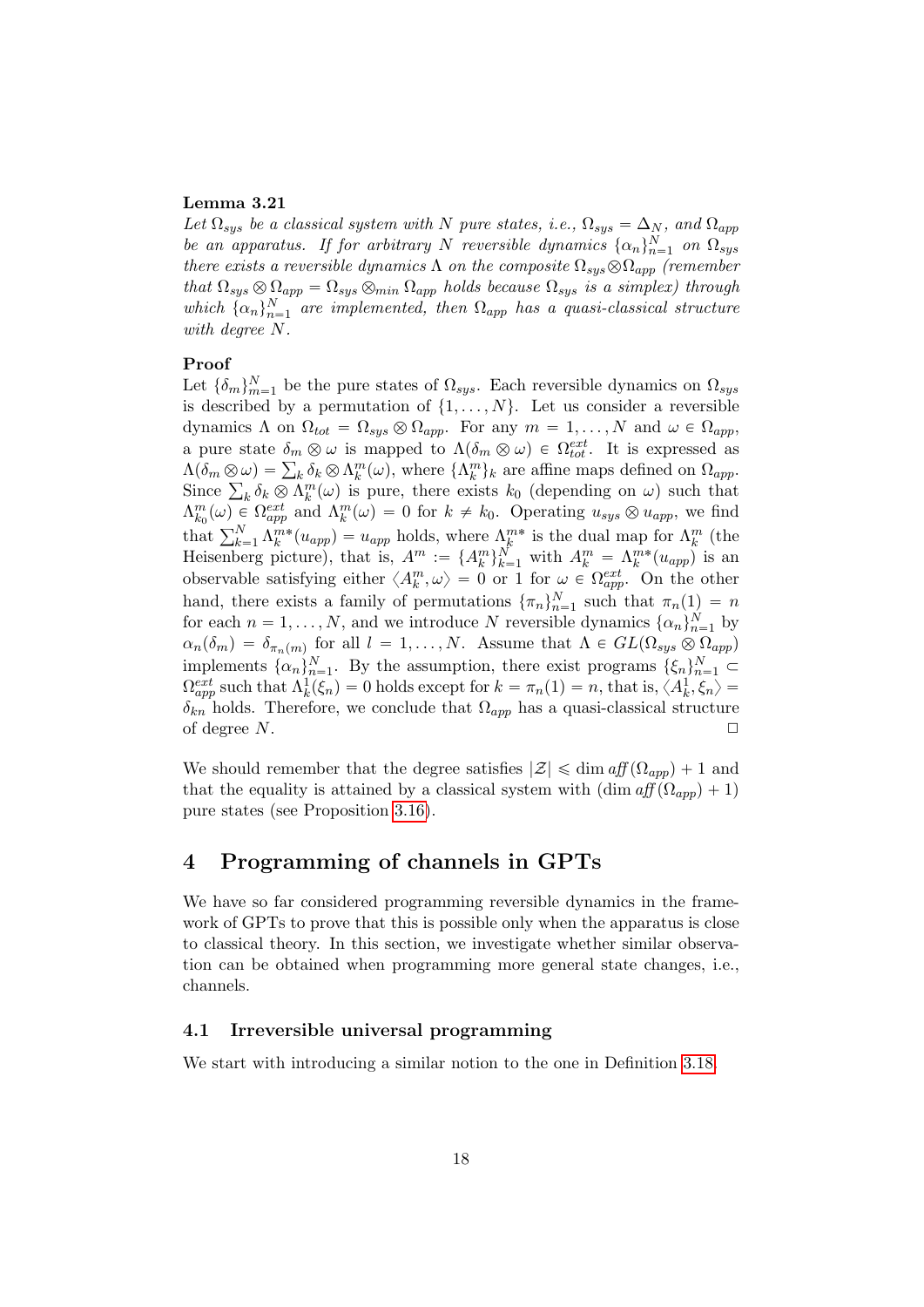**Lemma 3.21**
*Let $\Omega_{sys}$ be a classical system with $N$ pure states, i.e., $\Omega_{sys} = \Delta_N$, and $\Omega_{app}$ be an apparatus. If for arbitrary $N$ reversible dynamics $\{\alpha_n\}_{n=1}^N$ on $\Omega_{sys}$ there exists a reversible dynamics $\Lambda$ on the composite $\Omega_{sys} \otimes \Omega_{app}$ (remember that $\Omega_{sys} \otimes \Omega_{app} = \Omega_{sys} \otimes_{min} \Omega_{app}$ holds because $\Omega_{sys}$ is a simplex) through which $\{\alpha_n\}_{n=1}^N$ are implemented, then $\Omega_{app}$ has a quasi-classical structure with degree $N$.*

**Proof**
Let $\{\delta_m\}_{m=1}^N$ be the pure states of $\Omega_{sys}$. Each reversible dynamics on $\Omega_{sys}$ is described by a permutation of $\{1, \ldots, N\}$. Let us consider a reversible dynamics $\Lambda$ on $\Omega_{tot} = \Omega_{sys} \otimes \Omega_{app}$. For any $m = 1, \ldots, N$ and $\omega \in \Omega_{app}$, a pure state $\delta_m \otimes \omega$ is mapped to $\Lambda(\delta_m \otimes \omega) \in \Omega_{tot}^{ext}$. It is expressed as $\Lambda(\delta_m \otimes \omega) = \sum_k \delta_k \otimes \Lambda_k^m(\omega)$, where $\{\Lambda_k^m\}_k$ are affine maps defined on $\Omega_{app}$. Since $\sum_k \delta_k \otimes \Lambda_k^m(\omega)$ is pure, there exists $k_0$ (depending on $\omega$) such that $\Lambda_{k_0}^m(\omega) \in \Omega_{app}^{ext}$ and $\Lambda_k^m(\omega) = 0$ for $k \neq k_0$. Operating $u_{sys} \otimes u_{app}$, we find that $\sum_{k=1}^N \Lambda_k^{m*}(u_{app}) = u_{app}$ holds, where $\Lambda_k^{m*}$ is the dual map for $\Lambda_k^m$ (the Heisenberg picture), that is, $A^m := \{A_k^m\}_{k=1}^N$ with $A_k^m = \Lambda_k^{m*}(u_{app})$ is an observable satisfying either $\langle A_k^m, \omega \rangle = 0$ or $1$ for $\omega \in \Omega_{app}^{ext}$. On the other hand, there exists a family of permutations $\{\pi_n\}_{n=1}^N$ such that $\pi_n(1) = n$ for each $n = 1, \ldots, N$, and we introduce $N$ reversible dynamics $\{\alpha_n\}_{n=1}^N$ by $\alpha_n(\delta_m) = \delta_{\pi_n(m)}$ for all $l = 1, \ldots, N$. Assume that $\Lambda \in GL(\Omega_{sys} \otimes \Omega_{app})$ implements $\{\alpha_n\}_{n=1}^N$. By the assumption, there exist programs $\{\xi_n\}_{n=1}^N \subset \Omega_{app}^{ext}$ such that $\Lambda_k^1(\xi_n) = 0$ holds except for $k = \pi_n(1) = n$, that is, $\langle A_k^1, \xi_n \rangle = \delta_{kn}$ holds. Therefore, we conclude that $\Omega_{app}$ has a quasi-classical structure of degree $N$. $\square$

We should remember that the degree satisfies $|\mathcal{Z}| \leqslant \dim \mathit{aff}(\Omega_{app}) + 1$ and that the equality is attained by a classical system with $(\dim \mathit{aff}(\Omega_{app}) + 1)$ pure states (see Proposition 3.16).

# 4 Programming of channels in GPTs

We have so far considered programming reversible dynamics in the framework of GPTs to prove that this is possible only when the apparatus is close to classical theory. In this section, we investigate whether similar observation can be obtained when programming more general state changes, i.e., channels.

## 4.1 Irreversible universal programming

We start with introducing a similar notion to the one in Definition 3.18.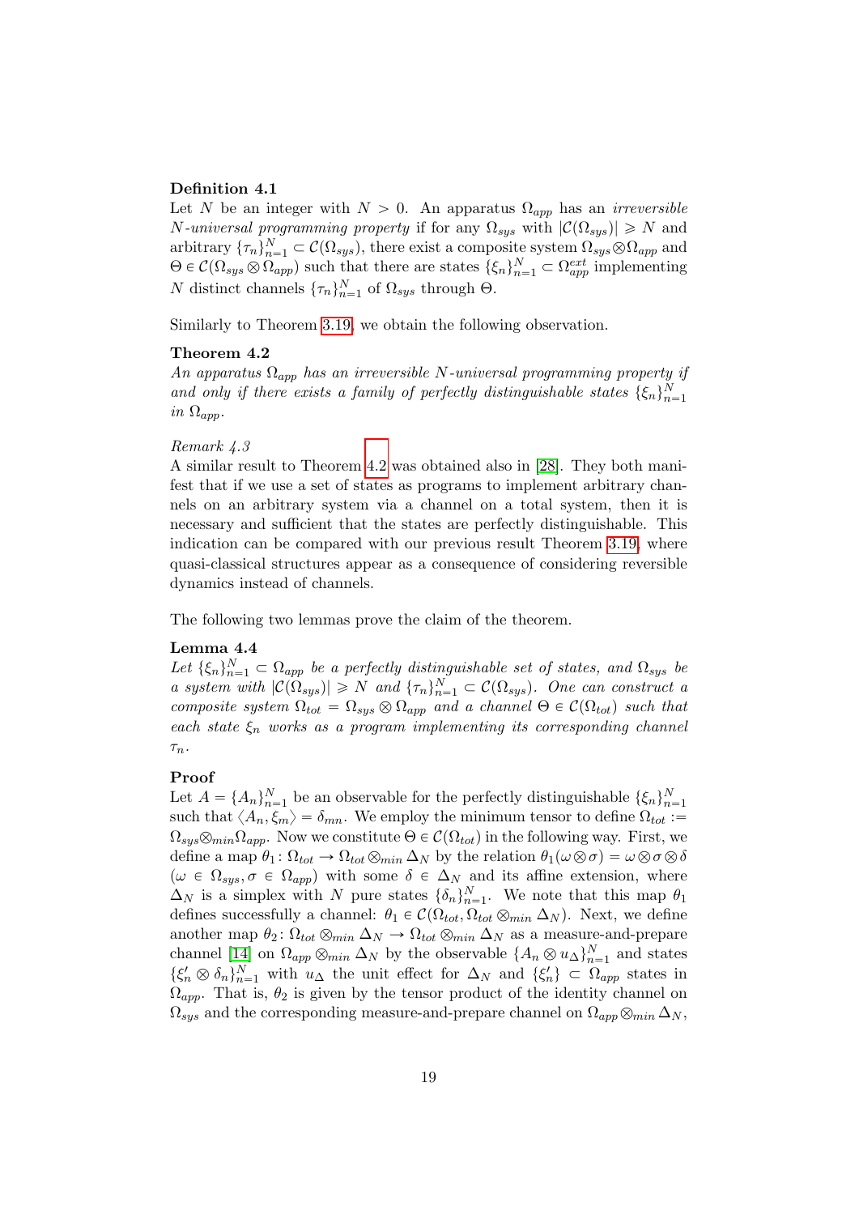**Definition 4.1**
Let $N$ be an integer with $N > 0$. An apparatus $\Omega_{app}$ has an *irreversible $N$-universal programming property* if for any $\Omega_{sys}$ with $|\mathcal{C}(\Omega_{sys})| \geqslant N$ and arbitrary $\{\tau_n\}_{n=1}^N \subset \mathcal{C}(\Omega_{sys})$, there exist a composite system $\Omega_{sys} \otimes \Omega_{app}$ and $\Theta \in \mathcal{C}(\Omega_{sys} \otimes \Omega_{app})$ such that there are states $\{\xi_n\}_{n=1}^N \subset \Omega_{app}^{ext}$ implementing $N$ distinct channels $\{\tau_n\}_{n=1}^N$ of $\Omega_{sys}$ through $\Theta$.

Similarly to Theorem 3.19, we obtain the following observation.

**Theorem 4.2**
*An apparatus $\Omega_{app}$ has an irreversible $N$-universal programming property if and only if there exists a family of perfectly distinguishable states $\{\xi_n\}_{n=1}^N$ in $\Omega_{app}$.*

*Remark 4.3*
A similar result to Theorem 4.2 was obtained also in [28]. They both manifest that if we use a set of states as programs to implement arbitrary channels on an arbitrary system via a channel on a total system, then it is necessary and sufficient that the states are perfectly distinguishable. This indication can be compared with our previous result Theorem 3.19, where quasi-classical structures appear as a consequence of considering reversible dynamics instead of channels.

The following two lemmas prove the claim of the theorem.

**Lemma 4.4**
*Let $\{\xi_n\}_{n=1}^N \subset \Omega_{app}$ be a perfectly distinguishable set of states, and $\Omega_{sys}$ be a system with $|\mathcal{C}(\Omega_{sys})| \geqslant N$ and $\{\tau_n\}_{n=1}^N \subset \mathcal{C}(\Omega_{sys})$. One can construct a composite system $\Omega_{tot} = \Omega_{sys} \otimes \Omega_{app}$ and a channel $\Theta \in \mathcal{C}(\Omega_{tot})$ such that each state $\xi_n$ works as a program implementing its corresponding channel $\tau_n$.*

**Proof**
Let $A = \{A_n\}_{n=1}^N$ be an observable for the perfectly distinguishable $\{\xi_n\}_{n=1}^N$ such that $\langle A_n, \xi_m\rangle = \delta_{mn}$. We employ the minimum tensor to define $\Omega_{tot} := \Omega_{sys} \otimes_{min} \Omega_{app}$. Now we constitute $\Theta \in \mathcal{C}(\Omega_{tot})$ in the following way. First, we define a map $\theta_1 \colon \Omega_{tot} \to \Omega_{tot} \otimes_{min} \Delta_N$ by the relation $\theta_1(\omega \otimes \sigma) = \omega \otimes \sigma \otimes \delta$ ($\omega \in \Omega_{sys}, \sigma \in \Omega_{app}$) with some $\delta \in \Delta_N$ and its affine extension, where $\Delta_N$ is a simplex with $N$ pure states $\{\delta_n\}_{n=1}^N$. We note that this map $\theta_1$ defines successfully a channel: $\theta_1 \in \mathcal{C}(\Omega_{tot}, \Omega_{tot} \otimes_{min} \Delta_N)$. Next, we define another map $\theta_2 \colon \Omega_{tot} \otimes_{min} \Delta_N \to \Omega_{tot} \otimes_{min} \Delta_N$ as a measure-and-prepare channel [14] on $\Omega_{app} \otimes_{min} \Delta_N$ by the observable $\{A_n \otimes u_\Delta\}_{n=1}^N$ and states $\{\xi'_n \otimes \delta_n\}_{n=1}^N$ with $u_\Delta$ the unit effect for $\Delta_N$ and $\{\xi'_n\} \subset \Omega_{app}$ states in $\Omega_{app}$. That is, $\theta_2$ is given by the tensor product of the identity channel on $\Omega_{sys}$ and the corresponding measure-and-prepare channel on $\Omega_{app} \otimes_{min} \Delta_N$,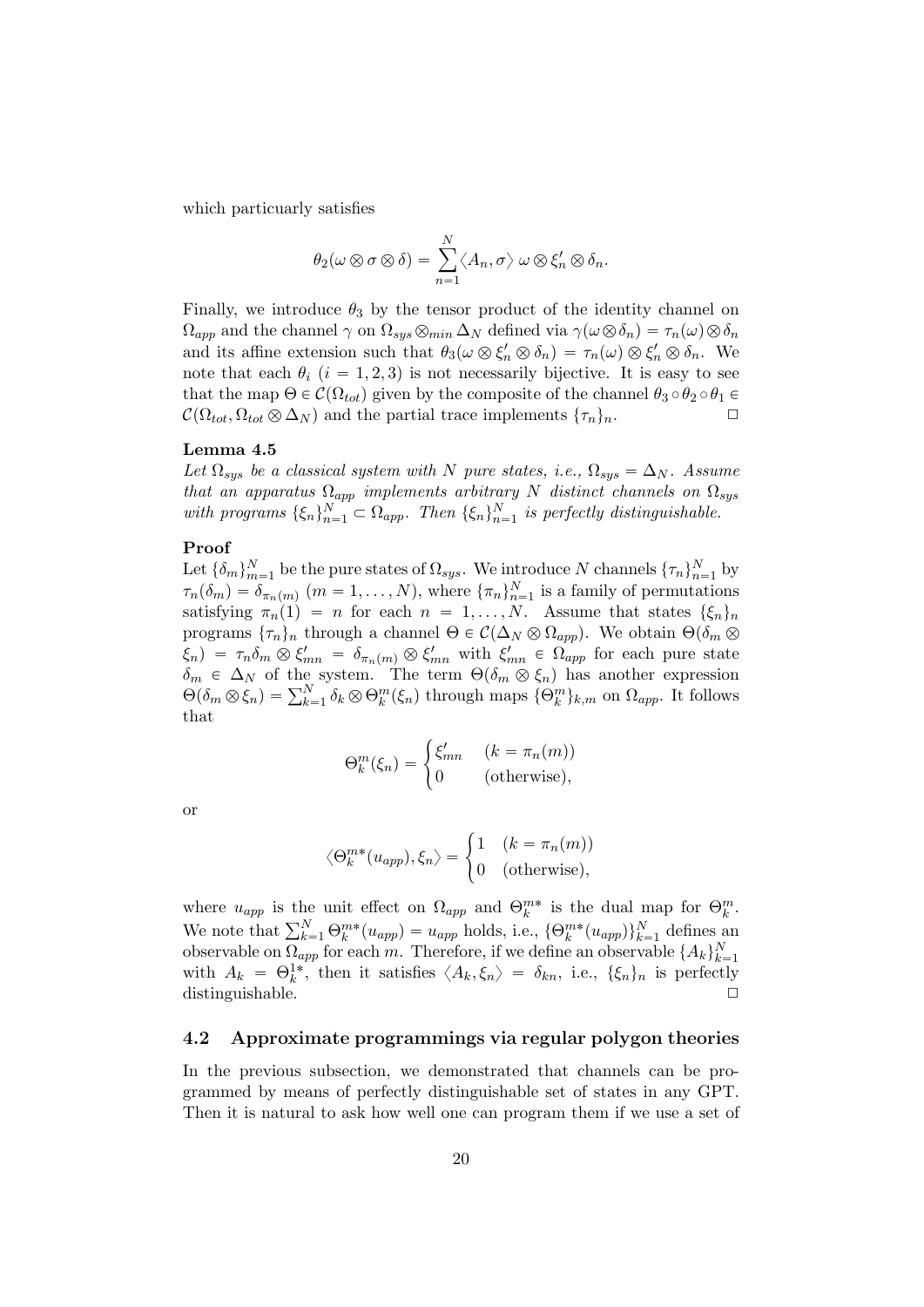which particularly satisfies

$$\theta_2(\omega \otimes \sigma \otimes \delta) = \sum_{n=1}^{N} \langle A_n, \sigma \rangle \, \omega \otimes \xi'_n \otimes \delta_n.$$

Finally, we introduce $\theta_3$ by the tensor product of the identity channel on $\Omega_{app}$ and the channel $\gamma$ on $\Omega_{sys} \otimes_{min} \Delta_N$ defined via $\gamma(\omega \otimes \delta_n) = \tau_n(\omega) \otimes \delta_n$ and its affine extension such that $\theta_3(\omega \otimes \xi'_n \otimes \delta_n) = \tau_n(\omega) \otimes \xi'_n \otimes \delta_n$. We note that each $\theta_i$ $(i = 1, 2, 3)$ is not necessarily bijective. It is easy to see that the map $\Theta \in \mathcal{C}(\Omega_{tot})$ given by the composite of the channel $\theta_3 \circ \theta_2 \circ \theta_1 \in \mathcal{C}(\Omega_{tot}, \Omega_{tot} \otimes \Delta_N)$ and the partial trace implements $\{\tau_n\}_n$. □

**Lemma 4.5**

*Let $\Omega_{sys}$ be a classical system with $N$ pure states, i.e., $\Omega_{sys} = \Delta_N$. Assume that an apparatus $\Omega_{app}$ implements arbitrary $N$ distinct channels on $\Omega_{sys}$ with programs $\{\xi_n\}_{n=1}^N \subset \Omega_{app}$. Then $\{\xi_n\}_{n=1}^N$ is perfectly distinguishable.*

**Proof**

Let $\{\delta_m\}_{m=1}^N$ be the pure states of $\Omega_{sys}$. We introduce $N$ channels $\{\tau_n\}_{n=1}^N$ by $\tau_n(\delta_m) = \delta_{\pi_n(m)}$ $(m = 1, \ldots, N)$, where $\{\pi_n\}_{n=1}^N$ is a family of permutations satisfying $\pi_n(1) = n$ for each $n = 1, \ldots, N$. Assume that states $\{\xi_n\}_n$ programs $\{\tau_n\}_n$ through a channel $\Theta \in \mathcal{C}(\Delta_N \otimes \Omega_{app})$. We obtain $\Theta(\delta_m \otimes \xi_n) = \tau_n \delta_m \otimes \xi'_{mn} = \delta_{\pi_n(m)} \otimes \xi'_{mn}$ with $\xi'_{mn} \in \Omega_{app}$ for each pure state $\delta_m \in \Delta_N$ of the system. The term $\Theta(\delta_m \otimes \xi_n)$ has another expression $\Theta(\delta_m \otimes \xi_n) = \sum_{k=1}^N \delta_k \otimes \Theta_k^m(\xi_n)$ through maps $\{\Theta_k^m\}_{k,m}$ on $\Omega_{app}$. It follows that

$$\Theta_k^m(\xi_n) = \begin{cases} \xi'_{mn} & (k = \pi_n(m)) \\ 0 & (\text{otherwise}), \end{cases}$$

or

$$\langle \Theta_k^{m*}(u_{app}), \xi_n \rangle = \begin{cases} 1 & (k = \pi_n(m)) \\ 0 & (\text{otherwise}), \end{cases}$$

where $u_{app}$ is the unit effect on $\Omega_{app}$ and $\Theta_k^{m*}$ is the dual map for $\Theta_k^m$. We note that $\sum_{k=1}^N \Theta_k^{m*}(u_{app}) = u_{app}$ holds, i.e., $\{\Theta_k^{m*}(u_{app})\}_{k=1}^N$ defines an observable on $\Omega_{app}$ for each $m$. Therefore, if we define an observable $\{A_k\}_{k=1}^N$ with $A_k = \Theta_k^{1*}$, then it satisfies $\langle A_k, \xi_n \rangle = \delta_{kn}$, i.e., $\{\xi_n\}_n$ is perfectly distinguishable. □

### 4.2 Approximate programmings via regular polygon theories

In the previous subsection, we demonstrated that channels can be programmed by means of perfectly distinguishable set of states in any GPT. Then it is natural to ask how well one can program them if we use a set of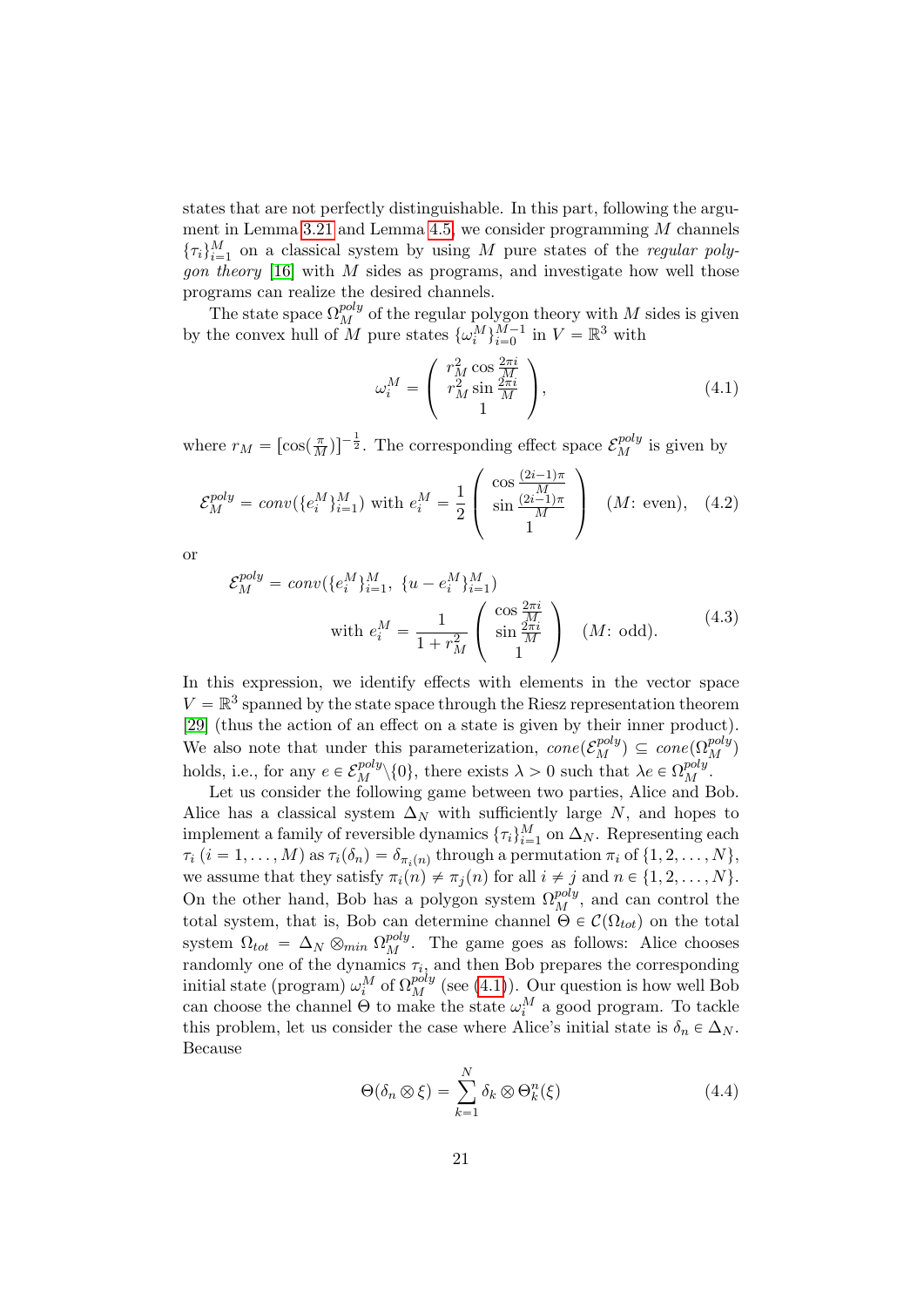states that are not perfectly distinguishable. In this part, following the argument in Lemma 3.21 and Lemma 4.5, we consider programming $M$ channels $\{\tau_i\}_{i=1}^M$ on a classical system by using $M$ pure states of the *regular polygon theory* [16] with $M$ sides as programs, and investigate how well those programs can realize the desired channels.

The state space $\Omega_M^{poly}$ of the regular polygon theory with $M$ sides is given by the convex hull of $M$ pure states $\{\omega_i^M\}_{i=0}^{M-1}$ in $V = \mathbb{R}^3$ with

$$\omega_i^M = \begin{pmatrix} r_M^2 \cos\frac{2\pi i}{M} \\ r_M^2 \sin\frac{2\pi i}{M} \\ 1 \end{pmatrix}, \tag{4.1}$$

where $r_M = [\cos(\frac{\pi}{M})]^{-\frac{1}{2}}$. The corresponding effect space $\mathcal{E}_M^{poly}$ is given by

$$\mathcal{E}_M^{poly} = conv(\{e_i^M\}_{i=1}^M) \text{ with } e_i^M = \frac{1}{2}\begin{pmatrix} \cos\frac{(2i-1)\pi}{M} \\ \sin\frac{(2i-1)\pi}{M} \\ 1 \end{pmatrix} \quad (M\text{: even}), \tag{4.2}$$

or

$$\begin{aligned} \mathcal{E}_M^{poly} &= conv(\{e_i^M\}_{i=1}^M,\ \{u - e_i^M\}_{i=1}^M) \\ &\qquad \text{with } e_i^M = \frac{1}{1+r_M^2}\begin{pmatrix} \cos\frac{2\pi i}{M} \\ \sin\frac{2\pi i}{M} \\ 1 \end{pmatrix} \quad (M\text{: odd}). \end{aligned} \tag{4.3}$$

In this expression, we identify effects with elements in the vector space $V = \mathbb{R}^3$ spanned by the state space through the Riesz representation theorem [29] (thus the action of an effect on a state is given by their inner product). We also note that under this parameterization, $cone(\mathcal{E}_M^{poly}) \subseteq cone(\Omega_M^{poly})$ holds, i.e., for any $e \in \mathcal{E}_M^{poly}\backslash\{0\}$, there exists $\lambda > 0$ such that $\lambda e \in \Omega_M^{poly}$.

Let us consider the following game between two parties, Alice and Bob. Alice has a classical system $\Delta_N$ with sufficiently large $N$, and hopes to implement a family of reversible dynamics $\{\tau_i\}_{i=1}^M$ on $\Delta_N$. Representing each $\tau_i$ $(i = 1, \ldots, M)$ as $\tau_i(\delta_n) = \delta_{\pi_i(n)}$ through a permutation $\pi_i$ of $\{1, 2, \ldots, N\}$, we assume that they satisfy $\pi_i(n) \neq \pi_j(n)$ for all $i \neq j$ and $n \in \{1, 2, \ldots, N\}$. On the other hand, Bob has a polygon system $\Omega_M^{poly}$, and can control the total system, that is, Bob can determine channel $\Theta \in \mathcal{C}(\Omega_{tot})$ on the total system $\Omega_{tot} = \Delta_N \otimes_{min} \Omega_M^{poly}$. The game goes as follows: Alice chooses randomly one of the dynamics $\tau_i$, and then Bob prepares the corresponding initial state (program) $\omega_i^M$ of $\Omega_M^{poly}$ (see (4.1)). Our question is how well Bob can choose the channel $\Theta$ to make the state $\omega_i^M$ a good program. To tackle this problem, let us consider the case where Alice's initial state is $\delta_n \in \Delta_N$. Because

$$\Theta(\delta_n \otimes \xi) = \sum_{k=1}^N \delta_k \otimes \Theta_k^n(\xi) \tag{4.4}$$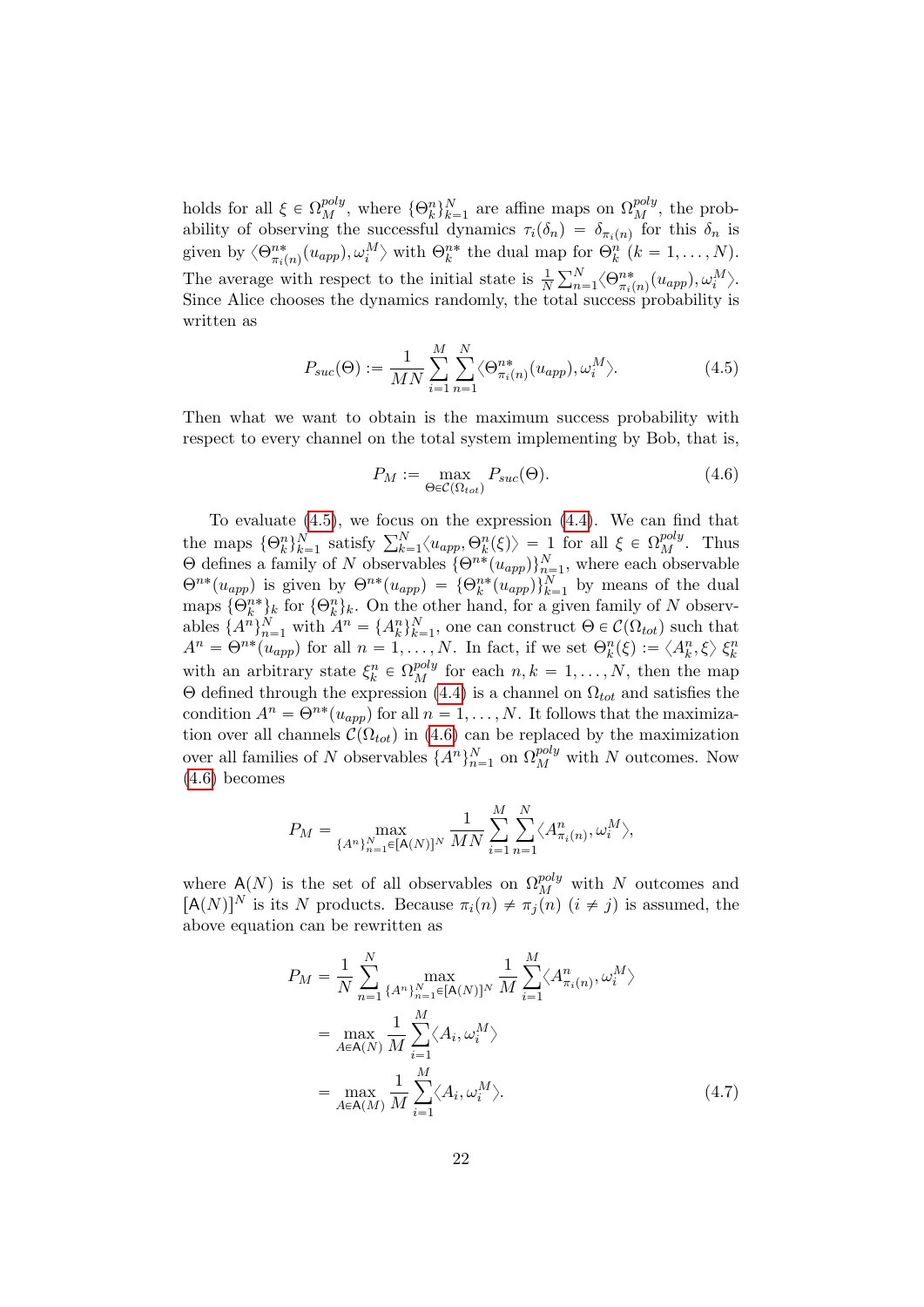holds for all $\xi \in \Omega_M^{poly}$, where $\{\Theta_k^n\}_{k=1}^N$ are affine maps on $\Omega_M^{poly}$, the probability of observing the successful dynamics $\tau_i(\delta_n) = \delta_{\pi_i(n)}$ for this $\delta_n$ is given by $\langle \Theta_{\pi_i(n)}^{n*}(u_{app}), \omega_i^M \rangle$ with $\Theta_k^{n*}$ the dual map for $\Theta_k^n$ ($k = 1, \ldots, N$). The average with respect to the initial state is $\frac{1}{N}\sum_{n=1}^N \langle \Theta_{\pi_i(n)}^{n*}(u_{app}), \omega_i^M \rangle$. Since Alice chooses the dynamics randomly, the total success probability is written as

$$P_{suc}(\Theta) := \frac{1}{MN}\sum_{i=1}^M \sum_{n=1}^N \langle \Theta_{\pi_i(n)}^{n*}(u_{app}), \omega_i^M \rangle. \tag{4.5}$$

Then what we want to obtain is the maximum success probability with respect to every channel on the total system implementing by Bob, that is,

$$P_M := \max_{\Theta \in \mathcal{C}(\Omega_{tot})} P_{suc}(\Theta). \tag{4.6}$$

To evaluate (4.5), we focus on the expression (4.4). We can find that the maps $\{\Theta_k^n\}_{k=1}^N$ satisfy $\sum_{k=1}^N \langle u_{app}, \Theta_k^n(\xi) \rangle = 1$ for all $\xi \in \Omega_M^{poly}$. Thus $\Theta$ defines a family of $N$ observables $\{\Theta^{n*}(u_{app})\}_{n=1}^N$, where each observable $\Theta^{n*}(u_{app})$ is given by $\Theta^{n*}(u_{app}) = \{\Theta_k^{n*}(u_{app})\}_{k=1}^N$ by means of the dual maps $\{\Theta_k^{n*}\}_k$ for $\{\Theta_k^n\}_k$. On the other hand, for a given family of $N$ observables $\{A^n\}_{n=1}^N$ with $A^n = \{A_k^n\}_{k=1}^N$, one can construct $\Theta \in \mathcal{C}(\Omega_{tot})$ such that $A^n = \Theta^{n*}(u_{app})$ for all $n = 1, \ldots, N$. In fact, if we set $\Theta_k^n(\xi) := \langle A_k^n, \xi \rangle\, \xi_k^n$ with an arbitrary state $\xi_k^n \in \Omega_M^{poly}$ for each $n, k = 1, \ldots, N$, then the map $\Theta$ defined through the expression (4.4) is a channel on $\Omega_{tot}$ and satisfies the condition $A^n = \Theta^{n*}(u_{app})$ for all $n = 1, \ldots, N$. It follows that the maximization over all channels $\mathcal{C}(\Omega_{tot})$ in (4.6) can be replaced by the maximization over all families of $N$ observables $\{A^n\}_{n=1}^N$ on $\Omega_M^{poly}$ with $N$ outcomes. Now (4.6) becomes

$$P_M = \max_{\{A^n\}_{n=1}^N \in [\mathsf{A}(N)]^N} \frac{1}{MN}\sum_{i=1}^M \sum_{n=1}^N \langle A_{\pi_i(n)}^n, \omega_i^M \rangle,$$

where $\mathsf{A}(N)$ is the set of all observables on $\Omega_M^{poly}$ with $N$ outcomes and $[\mathsf{A}(N)]^N$ is its $N$ products. Because $\pi_i(n) \neq \pi_j(n)$ ($i \neq j$) is assumed, the above equation can be rewritten as

$$\begin{aligned}
P_M &= \frac{1}{N}\sum_{n=1}^N \max_{\{A^n\}_{n=1}^N \in [\mathsf{A}(N)]^N} \frac{1}{M}\sum_{i=1}^M \langle A_{\pi_i(n)}^n, \omega_i^M \rangle \\
&= \max_{A \in \mathsf{A}(N)} \frac{1}{M}\sum_{i=1}^M \langle A_i, \omega_i^M \rangle \\
&= \max_{A \in \mathsf{A}(M)} \frac{1}{M}\sum_{i=1}^M \langle A_i, \omega_i^M \rangle.
\end{aligned} \tag{4.7}$$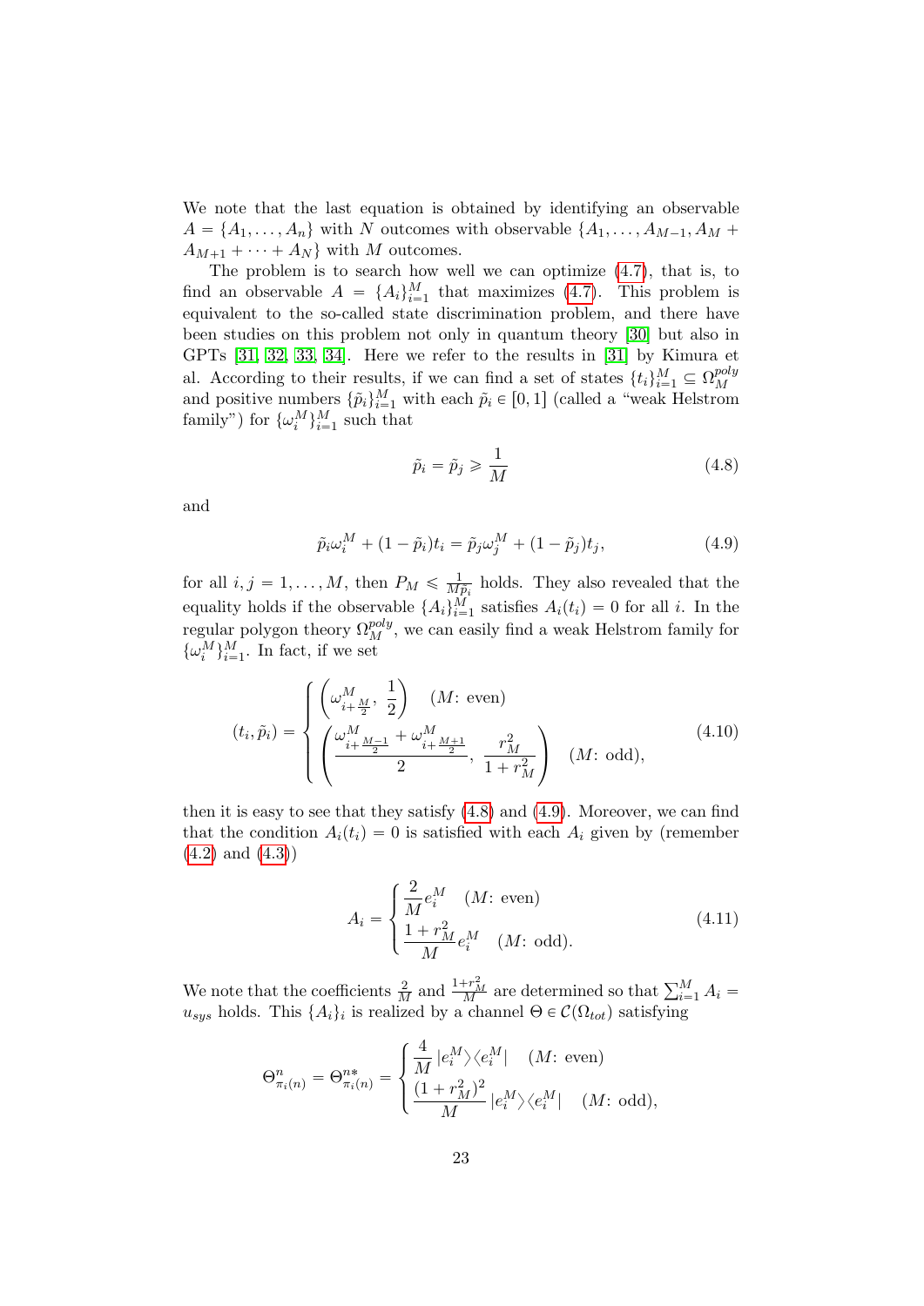We note that the last equation is obtained by identifying an observable $A = \{A_1, \ldots, A_n\}$ with $N$ outcomes with observable $\{A_1, \ldots, A_{M-1}, A_M + A_{M+1} + \cdots + A_N\}$ with $M$ outcomes.

The problem is to search how well we can optimize (4.7), that is, to find an observable $A = \{A_i\}_{i=1}^M$ that maximizes (4.7). This problem is equivalent to the so-called state discrimination problem, and there have been studies on this problem not only in quantum theory [30] but also in GPTs [31, 32, 33, 34]. Here we refer to the results in [31] by Kimura et al. According to their results, if we can find a set of states $\{t_i\}_{i=1}^M \subseteq \Omega_M^{poly}$ and positive numbers $\{\tilde{p}_i\}_{i=1}^M$ with each $\tilde{p}_i \in [0,1]$ (called a "weak Helstrom family") for $\{\omega_i^M\}_{i=1}^M$ such that

$$\tilde{p}_i = \tilde{p}_j \geqslant \frac{1}{M} \tag{4.8}$$

and

$$\tilde{p}_i \omega_i^M + (1 - \tilde{p}_i) t_i = \tilde{p}_j \omega_j^M + (1 - \tilde{p}_j) t_j, \tag{4.9}$$

for all $i, j = 1, \ldots, M$, then $P_M \leqslant \frac{1}{M\tilde{p}_i}$ holds. They also revealed that the equality holds if the observable $\{A_i\}_{i=1}^M$ satisfies $A_i(t_i) = 0$ for all $i$. In the regular polygon theory $\Omega_M^{poly}$, we can easily find a weak Helstrom family for $\{\omega_i^M\}_{i=1}^M$. In fact, if we set

$$(t_i, \tilde{p}_i) = \begin{cases} \left(\omega^M_{i+\frac{M}{2}},\ \dfrac{1}{2}\right) & (M\text{: even}) \\ \left(\dfrac{\omega^M_{i+\frac{M-1}{2}} + \omega^M_{i+\frac{M+1}{2}}}{2},\ \dfrac{r_M^2}{1+r_M^2}\right) & (M\text{: odd}), \end{cases} \tag{4.10}$$

then it is easy to see that they satisfy (4.8) and (4.9). Moreover, we can find that the condition $A_i(t_i) = 0$ is satisfied with each $A_i$ given by (remember (4.2) and (4.3))

$$A_i = \begin{cases} \dfrac{2}{M} e_i^M & (M\text{: even}) \\ \dfrac{1+r_M^2}{M} e_i^M & (M\text{: odd}). \end{cases} \tag{4.11}$$

We note that the coefficients $\frac{2}{M}$ and $\frac{1+r_M^2}{M}$ are determined so that $\sum_{i=1}^M A_i = u_{sys}$ holds. This $\{A_i\}_i$ is realized by a channel $\Theta \in \mathcal{C}(\Omega_{tot})$ satisfying

$$\Theta^n_{\pi_i(n)} = \Theta^{n*}_{\pi_i(n)} = \begin{cases} \dfrac{4}{M} |e_i^M\rangle\langle e_i^M| & (M\text{: even}) \\ \dfrac{(1+r_M^2)^2}{M} |e_i^M\rangle\langle e_i^M| & (M\text{: odd}), \end{cases}$$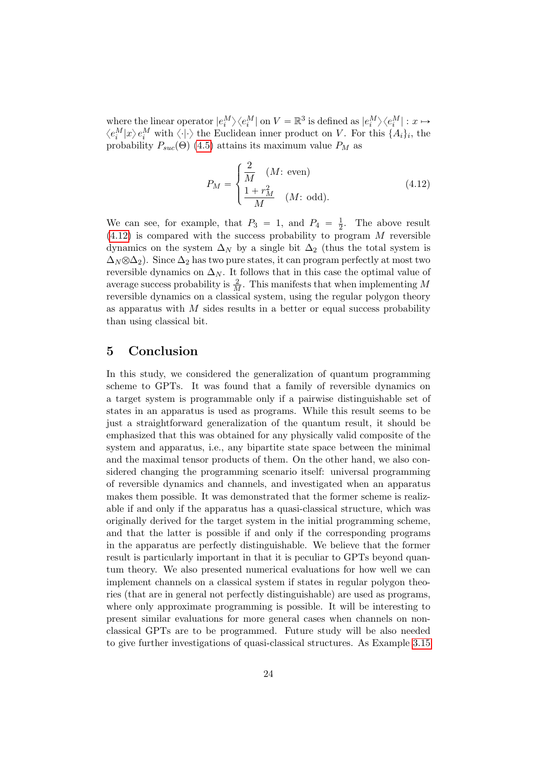where the linear operator $|e_i^M\rangle\langle e_i^M|$ on $V = \mathbb{R}^3$ is defined as $|e_i^M\rangle\langle e_i^M| : x \mapsto \langle e_i^M|x\rangle e_i^M$ with $\langle\cdot|\cdot\rangle$ the Euclidean inner product on $V$. For this $\{A_i\}_i$, the probability $P_{suc}(\Theta)$ (4.5) attains its maximum value $P_M$ as

$$P_M = \begin{cases} \dfrac{2}{M} & (M\text{: even}) \\ \dfrac{1+r_M^2}{M} & (M\text{: odd}). \end{cases} \tag{4.12}$$

We can see, for example, that $P_3 = 1$, and $P_4 = \frac{1}{2}$. The above result (4.12) is compared with the success probability to program $M$ reversible dynamics on the system $\Delta_N$ by a single bit $\Delta_2$ (thus the total system is $\Delta_N \otimes \Delta_2$). Since $\Delta_2$ has two pure states, it can program perfectly at most two reversible dynamics on $\Delta_N$. It follows that in this case the optimal value of average success probability is $\frac{2}{M}$. This manifests that when implementing $M$ reversible dynamics on a classical system, using the regular polygon theory as apparatus with $M$ sides results in a better or equal success probability than using classical bit.

# 5 Conclusion

In this study, we considered the generalization of quantum programming scheme to GPTs. It was found that a family of reversible dynamics on a target system is programmable only if a pairwise distinguishable set of states in an apparatus is used as programs. While this result seems to be just a straightforward generalization of the quantum result, it should be emphasized that this was obtained for any physically valid composite of the system and apparatus, i.e., any bipartite state space between the minimal and the maximal tensor products of them. On the other hand, we also considered changing the programming scenario itself: universal programming of reversible dynamics and channels, and investigated when an apparatus makes them possible. It was demonstrated that the former scheme is realizable if and only if the apparatus has a quasi-classical structure, which was originally derived for the target system in the initial programming scheme, and that the latter is possible if and only if the corresponding programs in the apparatus are perfectly distinguishable. We believe that the former result is particularly important in that it is peculiar to GPTs beyond quantum theory. We also presented numerical evaluations for how well we can implement channels on a classical system if states in regular polygon theories (that are in general not perfectly distinguishable) are used as programs, where only approximate programming is possible. It will be interesting to present similar evaluations for more general cases when channels on non-classical GPTs are to be programmed. Future study will be also needed to give further investigations of quasi-classical structures. As Example 3.15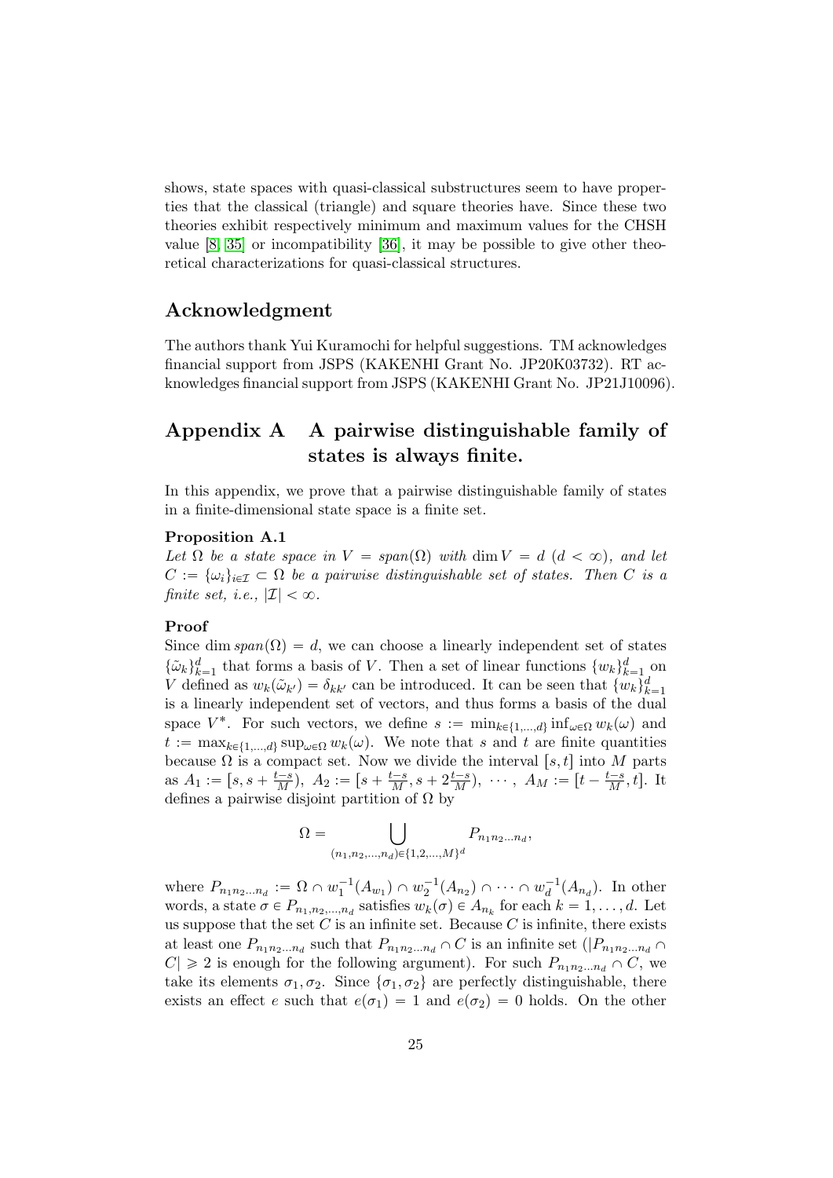shows, state spaces with quasi-classical substructures seem to have properties that the classical (triangle) and square theories have. Since these two theories exhibit respectively minimum and maximum values for the CHSH value [8, 35] or incompatibility [36], it may be possible to give other theoretical characterizations for quasi-classical structures.

## Acknowledgment

The authors thank Yui Kuramochi for helpful suggestions. TM acknowledges financial support from JSPS (KAKENHI Grant No. JP20K03732). RT acknowledges financial support from JSPS (KAKENHI Grant No. JP21J10096).

## Appendix A A pairwise distinguishable family of states is always finite.

In this appendix, we prove that a pairwise distinguishable family of states in a finite-dimensional state space is a finite set.

### Proposition A.1

*Let $\Omega$ be a state space in $V = span(\Omega)$ with $\dim V = d$ ($d < \infty$), and let $C := \{\omega_i\}_{i\in\mathcal{I}} \subset \Omega$ be a pairwise distinguishable set of states. Then $C$ is a finite set, i.e., $|\mathcal{I}| < \infty$.*

### Proof

Since $\dim span(\Omega) = d$, we can choose a linearly independent set of states $\{\tilde{\omega}_k\}_{k=1}^d$ that forms a basis of $V$. Then a set of linear functions $\{w_k\}_{k=1}^d$ on $V$ defined as $w_k(\tilde{\omega}_{k'}) = \delta_{kk'}$ can be introduced. It can be seen that $\{w_k\}_{k=1}^d$ is a linearly independent set of vectors, and thus forms a basis of the dual space $V^*$. For such vectors, we define $s := \min_{k\in\{1,\ldots,d\}} \inf_{\omega\in\Omega} w_k(\omega)$ and $t := \max_{k\in\{1,\ldots,d\}} \sup_{\omega\in\Omega} w_k(\omega)$. We note that $s$ and $t$ are finite quantities because $\Omega$ is a compact set. Now we divide the interval $[s, t]$ into $M$ parts as $A_1 := [s, s + \frac{t-s}{M})$, $A_2 := [s + \frac{t-s}{M}, s + 2\frac{t-s}{M})$, $\cdots$, $A_M := [t - \frac{t-s}{M}, t]$. It defines a pairwise disjoint partition of $\Omega$ by

$$\Omega = \bigcup_{(n_1,n_2,\ldots,n_d)\in\{1,2,\ldots,M\}^d} P_{n_1 n_2 \ldots n_d},$$

where $P_{n_1 n_2 \ldots n_d} := \Omega \cap w_1^{-1}(A_{w_1}) \cap w_2^{-1}(A_{n_2}) \cap \cdots \cap w_d^{-1}(A_{n_d})$. In other words, a state $\sigma \in P_{n_1,n_2,\ldots,n_d}$ satisfies $w_k(\sigma) \in A_{n_k}$ for each $k = 1, \ldots, d$. Let us suppose that the set $C$ is an infinite set. Because $C$ is infinite, there exists at least one $P_{n_1 n_2 \ldots n_d}$ such that $P_{n_1 n_2 \ldots n_d} \cap C$ is an infinite set ($|P_{n_1 n_2 \ldots n_d} \cap C| \geqslant 2$ is enough for the following argument). For such $P_{n_1 n_2 \ldots n_d} \cap C$, we take its elements $\sigma_1, \sigma_2$. Since $\{\sigma_1, \sigma_2\}$ are perfectly distinguishable, there exists an effect $e$ such that $e(\sigma_1) = 1$ and $e(\sigma_2) = 0$ holds. On the other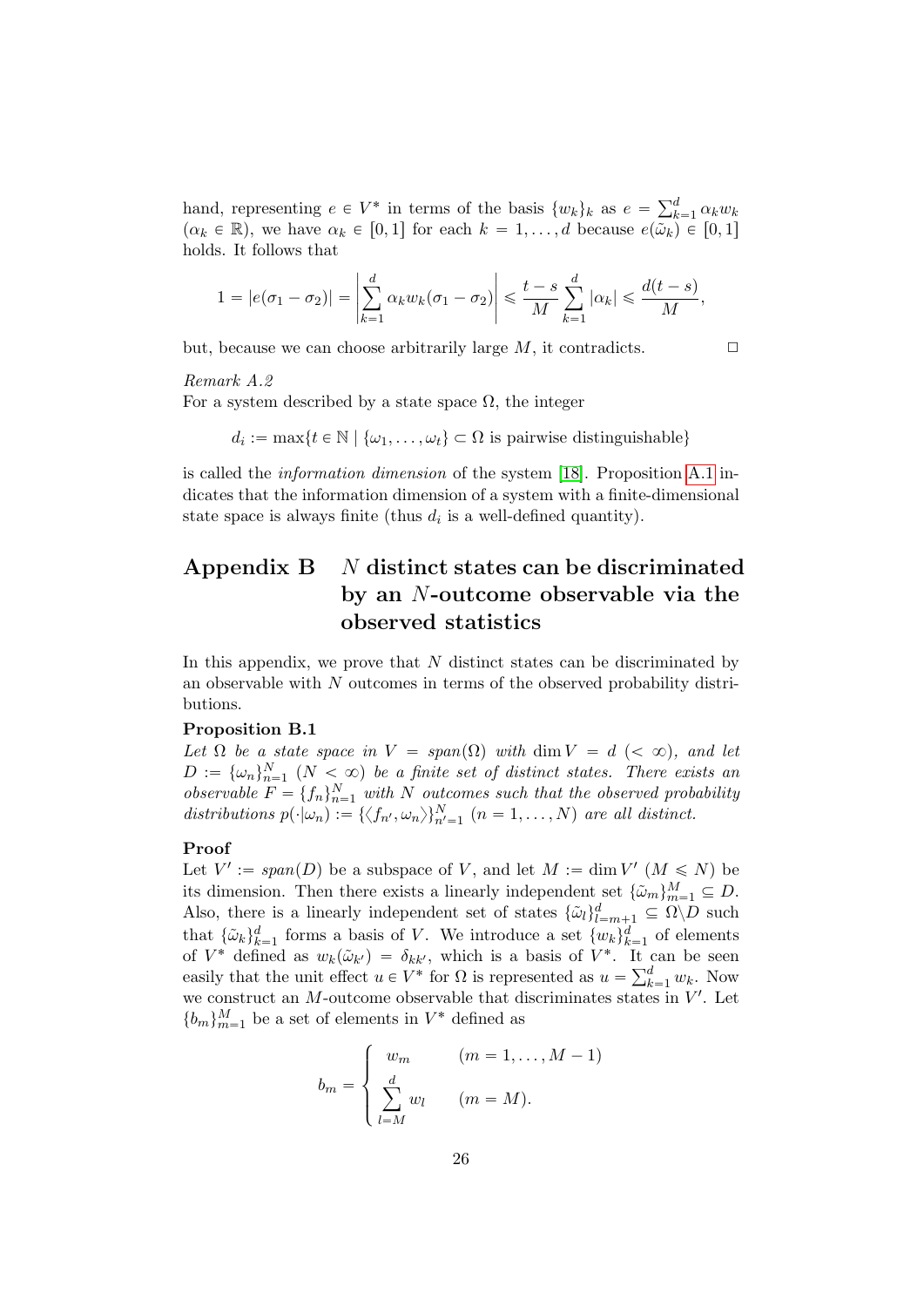hand, representing $e \in V^*$ in terms of the basis $\{w_k\}_k$ as $e = \sum_{k=1}^{d} \alpha_k w_k$ ($\alpha_k \in \mathbb{R}$), we have $\alpha_k \in [0,1]$ for each $k = 1, \ldots, d$ because $e(\tilde{\omega}_k) \in [0,1]$ holds. It follows that

$$1 = |e(\sigma_1 - \sigma_2)| = \left| \sum_{k=1}^{d} \alpha_k w_k(\sigma_1 - \sigma_2) \right| \leqslant \frac{t-s}{M} \sum_{k=1}^{d} |\alpha_k| \leqslant \frac{d(t-s)}{M},$$

but, because we can choose arbitrarily large $M$, it contradicts. □

*Remark A.2*
For a system described by a state space $\Omega$, the integer

$$d_i := \max\{t \in \mathbb{N} \mid \{\omega_1, \ldots, \omega_t\} \subset \Omega \text{ is pairwise distinguishable}\}$$

is called the *information dimension* of the system [18]. Proposition A.1 indicates that the information dimension of a system with a finite-dimensional state space is always finite (thus $d_i$ is a well-defined quantity).

## Appendix B $N$ distinct states can be discriminated by an $N$-outcome observable via the observed statistics

In this appendix, we prove that $N$ distinct states can be discriminated by an observable with $N$ outcomes in terms of the observed probability distributions.

**Proposition B.1**
*Let $\Omega$ be a state space in $V = span(\Omega)$ with $\dim V = d$ ($< \infty$), and let $D := \{\omega_n\}_{n=1}^{N}$ ($N < \infty$) be a finite set of distinct states. There exists an observable $F = \{f_n\}_{n=1}^{N}$ with $N$ outcomes such that the observed probability distributions $p(\cdot|\omega_n) := \{\langle f_{n'}, \omega_n \rangle\}_{n'=1}^{N}$ ($n = 1, \ldots, N$) are all distinct.*

**Proof**
Let $V' := span(D)$ be a subspace of $V$, and let $M := \dim V'$ ($M \leqslant N$) be its dimension. Then there exists a linearly independent set $\{\tilde{\omega}_m\}_{m=1}^{M} \subseteq D$. Also, there is a linearly independent set of states $\{\tilde{\omega}_l\}_{l=m+1}^{d} \subseteq \Omega \backslash D$ such that $\{\tilde{\omega}_k\}_{k=1}^{d}$ forms a basis of $V$. We introduce a set $\{w_k\}_{k=1}^{d}$ of elements of $V^*$ defined as $w_k(\tilde{\omega}_{k'}) = \delta_{kk'}$, which is a basis of $V^*$. It can be seen easily that the unit effect $u \in V^*$ for $\Omega$ is represented as $u = \sum_{k=1}^{d} w_k$. Now we construct an $M$-outcome observable that discriminates states in $V'$. Let $\{b_m\}_{m=1}^{M}$ be a set of elements in $V^*$ defined as

$$b_m = \begin{cases} w_m & (m = 1, \ldots, M-1) \\ \displaystyle\sum_{l=M}^{d} w_l & (m = M). \end{cases}$$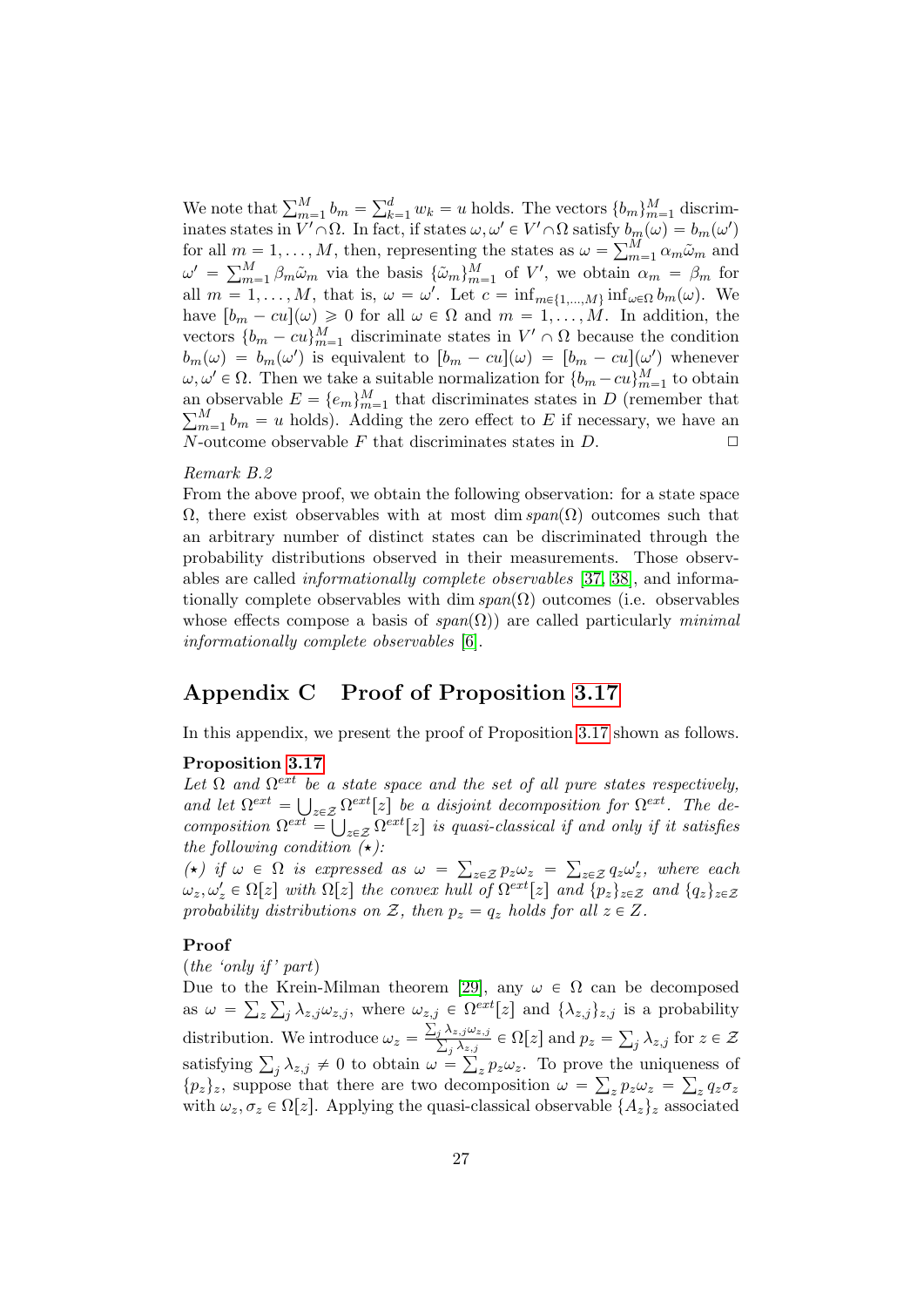We note that $\sum_{m=1}^{M} b_m = \sum_{k=1}^{d} w_k = u$ holds. The vectors $\{b_m\}_{m=1}^{M}$ discriminates states in $V' \cap \Omega$. In fact, if states $\omega, \omega' \in V' \cap \Omega$ satisfy $b_m(\omega) = b_m(\omega')$ for all $m = 1, \ldots, M$, then, representing the states as $\omega = \sum_{m=1}^{M} \alpha_m \tilde{\omega}_m$ and $\omega' = \sum_{m=1}^{M} \beta_m \tilde{\omega}_m$ via the basis $\{\tilde{\omega}_m\}_{m=1}^{M}$ of $V'$, we obtain $\alpha_m = \beta_m$ for all $m = 1, \ldots, M$, that is, $\omega = \omega'$. Let $c = \inf_{m \in \{1,\ldots,M\}} \inf_{\omega \in \Omega} b_m(\omega)$. We have $[b_m - cu](\omega) \geqslant 0$ for all $\omega \in \Omega$ and $m = 1, \ldots, M$. In addition, the vectors $\{b_m - cu\}_{m=1}^{M}$ discriminate states in $V' \cap \Omega$ because the condition $b_m(\omega) = b_m(\omega')$ is equivalent to $[b_m - cu](\omega) = [b_m - cu](\omega')$ whenever $\omega, \omega' \in \Omega$. Then we take a suitable normalization for $\{b_m - cu\}_{m=1}^{M}$ to obtain an observable $E = \{e_m\}_{m=1}^{M}$ that discriminates states in $D$ (remember that $\sum_{m=1}^{M} b_m = u$ holds). Adding the zero effect to $E$ if necessary, we have an $N$-outcome observable $F$ that discriminates states in $D$. □

*Remark B.2*

From the above proof, we obtain the following observation: for a state space $\Omega$, there exist observables with at most $\dim \mathit{span}(\Omega)$ outcomes such that an arbitrary number of distinct states can be discriminated through the probability distributions observed in their measurements. Those observables are called *informationally complete observables* [37, 38], and informationally complete observables with $\dim \mathit{span}(\Omega)$ outcomes (i.e. observables whose effects compose a basis of $\mathit{span}(\Omega)$) are called particularly *minimal informationally complete observables* [6].

## Appendix C Proof of Proposition 3.17

In this appendix, we present the proof of Proposition 3.17 shown as follows.

**Proposition 3.17**

*Let $\Omega$ and $\Omega^{ext}$ be a state space and the set of all pure states respectively, and let $\Omega^{ext} = \bigcup_{z \in \mathcal{Z}} \Omega^{ext}[z]$ be a disjoint decomposition for $\Omega^{ext}$. The decomposition $\Omega^{ext} = \bigcup_{z \in \mathcal{Z}} \Omega^{ext}[z]$ is quasi-classical if and only if it satisfies the following condition ($\star$):*

*($\star$) if $\omega \in \Omega$ is expressed as $\omega = \sum_{z \in \mathcal{Z}} p_z \omega_z = \sum_{z \in \mathcal{Z}} q_z \omega'_z$, where each $\omega_z, \omega'_z \in \Omega[z]$ with $\Omega[z]$ the convex hull of $\Omega^{ext}[z]$ and $\{p_z\}_{z \in \mathcal{Z}}$ and $\{q_z\}_{z \in \mathcal{Z}}$ probability distributions on $\mathcal{Z}$, then $p_z = q_z$ holds for all $z \in Z$.*

**Proof**

(*the 'only if' part*)

Due to the Krein-Milman theorem [29], any $\omega \in \Omega$ can be decomposed as $\omega = \sum_z \sum_j \lambda_{z,j} \omega_{z,j}$, where $\omega_{z,j} \in \Omega^{ext}[z]$ and $\{\lambda_{z,j}\}_{z,j}$ is a probability distribution. We introduce $\omega_z = \frac{\sum_j \lambda_{z,j} \omega_{z,j}}{\sum_j \lambda_{z,j}} \in \Omega[z]$ and $p_z = \sum_j \lambda_{z,j}$ for $z \in \mathcal{Z}$ satisfying $\sum_j \lambda_{z,j} \neq 0$ to obtain $\omega = \sum_z p_z \omega_z$. To prove the uniqueness of $\{p_z\}_z$, suppose that there are two decomposition $\omega = \sum_z p_z \omega_z = \sum_z q_z \sigma_z$ with $\omega_z, \sigma_z \in \Omega[z]$. Applying the quasi-classical observable $\{A_z\}_z$ associated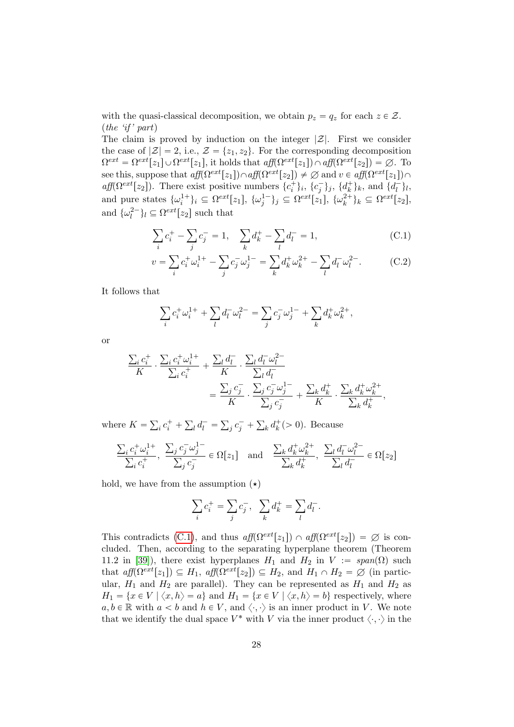with the quasi-classical decomposition, we obtain $p_z = q_z$ for each $z \in \mathcal{Z}$.
(*the 'if' part*)

The claim is proved by induction on the integer $|\mathcal{Z}|$. First we consider the case of $|\mathcal{Z}| = 2$, i.e., $\mathcal{Z} = \{z_1, z_2\}$. For the corresponding decomposition $\Omega^{ext} = \Omega^{ext}[z_1] \cup \Omega^{ext}[z_1]$, it holds that $\mathit{aff}(\Omega^{ext}[z_1]) \cap \mathit{aff}(\Omega^{ext}[z_2]) = \varnothing$. To see this, suppose that $\mathit{aff}(\Omega^{ext}[z_1]) \cap \mathit{aff}(\Omega^{ext}[z_2]) \neq \varnothing$ and $v \in \mathit{aff}(\Omega^{ext}[z_1]) \cap \mathit{aff}(\Omega^{ext}[z_2])$. There exist positive numbers $\{c_i^+\}_i$, $\{c_j^-\}_j$, $\{d_k^+\}_k$, and $\{d_l^-\}_l$, and pure states $\{\omega_i^{1+}\}_i \subseteq \Omega^{ext}[z_1]$, $\{\omega_j^{1-}\}_j \subseteq \Omega^{ext}[z_1]$, $\{\omega_k^{2+}\}_k \subseteq \Omega^{ext}[z_2]$, and $\{\omega_l^{2-}\}_l \subseteq \Omega^{ext}[z_2]$ such that

$$\sum_i c_i^+ - \sum_j c_j^- = 1, \quad \sum_k d_k^+ - \sum_l d_l^- = 1, \tag{C.1}$$

$$v = \sum_i c_i^+ \omega_i^{1+} - \sum_j c_j^- \omega_j^{1-} = \sum_k d_k^+ \omega_k^{2+} - \sum_l d_l^- \omega_l^{2-}. \tag{C.2}$$

It follows that

$$\sum_i c_i^+ \omega_i^{1+} + \sum_l d_l^- \omega_l^{2-} = \sum_j c_j^- \omega_j^{1-} + \sum_k d_k^+ \omega_k^{2+},$$

or

$$\frac{\sum_i c_i^+}{K} \cdot \frac{\sum_i c_i^+ \omega_i^{1+}}{\sum_i c_i^+} + \frac{\sum_l d_l^-}{K} \cdot \frac{\sum_l d_l^- \omega_l^{2-}}{\sum_l d_l^-} = \frac{\sum_j c_j^-}{K} \cdot \frac{\sum_j c_j^- \omega_j^{1-}}{\sum_j c_j^-} + \frac{\sum_k d_k^+}{K} \cdot \frac{\sum_k d_k^+ \omega_k^{2+}}{\sum_k d_k^+},$$

where $K = \sum_i c_i^+ + \sum_l d_l^- = \sum_j c_j^- + \sum_k d_k^+ (> 0)$. Because

$$\frac{\sum_i c_i^+ \omega_i^{1+}}{\sum_i c_i^+}, \ \frac{\sum_j c_j^- \omega_j^{1-}}{\sum_j c_j^-} \in \Omega[z_1] \quad \text{and} \quad \frac{\sum_k d_k^+ \omega_k^{2+}}{\sum_k d_k^+}, \ \frac{\sum_l d_l^- \omega_l^{2-}}{\sum_l d_l^-} \in \Omega[z_2]$$

hold, we have from the assumption $(\star)$

$$\sum_i c_i^+ = \sum_j c_j^-, \ \ \sum_k d_k^+ = \sum_l d_l^-.$$

This contradicts (C.1), and thus $\mathit{aff}(\Omega^{ext}[z_1]) \cap \mathit{aff}(\Omega^{ext}[z_2]) = \varnothing$ is concluded. Then, according to the separating hyperplane theorem (Theorem 11.2 in [39]), there exist hyperplanes $H_1$ and $H_2$ in $V := \mathit{span}(\Omega)$ such that $\mathit{aff}(\Omega^{ext}[z_1]) \subseteq H_1$, $\mathit{aff}(\Omega^{ext}[z_2]) \subseteq H_2$, and $H_1 \cap H_2 = \varnothing$ (in particular, $H_1$ and $H_2$ are parallel). They can be represented as $H_1$ and $H_2$ as $H_1 = \{x \in V \mid \langle x, h \rangle = a\}$ and $H_1 = \{x \in V \mid \langle x, h \rangle = b\}$ respectively, where $a, b \in \mathbb{R}$ with $a < b$ and $h \in V$, and $\langle \cdot, \cdot \rangle$ is an inner product in $V$. We note that we identify the dual space $V^*$ with $V$ via the inner product $\langle \cdot, \cdot \rangle$ in the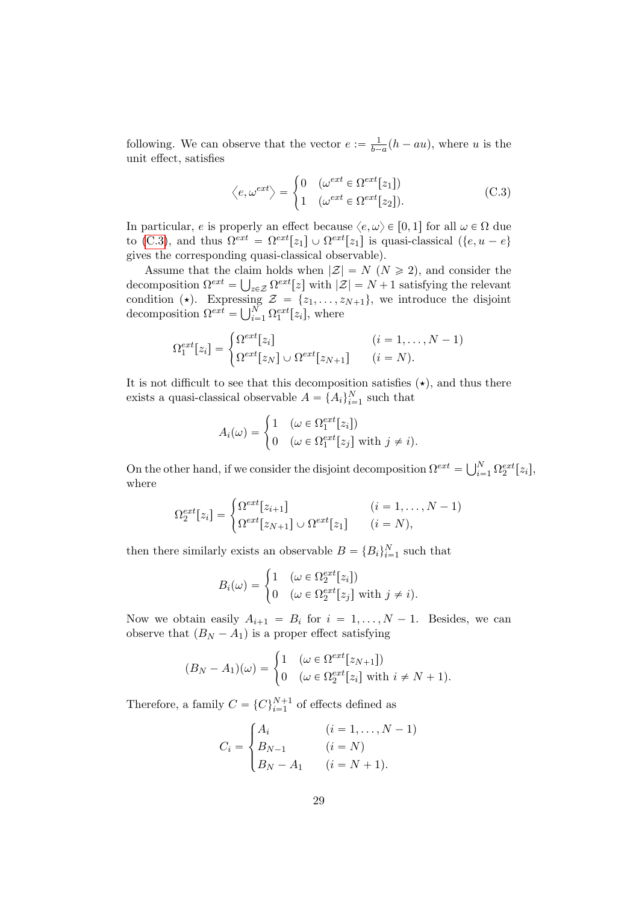following. We can observe that the vector $e := \frac{1}{b-a}(h - au)$, where $u$ is the unit effect, satisfies

$$\langle e, \omega^{ext} \rangle = \begin{cases} 0 & (\omega^{ext} \in \Omega^{ext}[z_1]) \\ 1 & (\omega^{ext} \in \Omega^{ext}[z_2]). \end{cases} \tag{C.3}$$

In particular, $e$ is properly an effect because $\langle e, \omega \rangle \in [0, 1]$ for all $\omega \in \Omega$ due to (C.3), and thus $\Omega^{ext} = \Omega^{ext}[z_1] \cup \Omega^{ext}[z_1]$ is quasi-classical ($\{e, u - e\}$ gives the corresponding quasi-classical observable).

Assume that the claim holds when $|\mathcal{Z}| = N$ ($N \geqslant 2$), and consider the decomposition $\Omega^{ext} = \bigcup_{z \in \mathcal{Z}} \Omega^{ext}[z]$ with $|\mathcal{Z}| = N + 1$ satisfying the relevant condition ($\star$). Expressing $\mathcal{Z} = \{z_1, \ldots, z_{N+1}\}$, we introduce the disjoint decomposition $\Omega^{ext} = \bigcup_{i=1}^{N} \Omega_1^{ext}[z_i]$, where

$$\Omega_1^{ext}[z_i] = \begin{cases} \Omega^{ext}[z_i] & (i = 1, \ldots, N-1) \\ \Omega^{ext}[z_N] \cup \Omega^{ext}[z_{N+1}] & (i = N). \end{cases}$$

It is not difficult to see that this decomposition satisfies ($\star$), and thus there exists a quasi-classical observable $A = \{A_i\}_{i=1}^{N}$ such that

$$A_i(\omega) = \begin{cases} 1 & (\omega \in \Omega_1^{ext}[z_i]) \\ 0 & (\omega \in \Omega_1^{ext}[z_j] \text{ with } j \neq i). \end{cases}$$

On the other hand, if we consider the disjoint decomposition $\Omega^{ext} = \bigcup_{i=1}^{N} \Omega_2^{ext}[z_i]$, where

$$\Omega_2^{ext}[z_i] = \begin{cases} \Omega^{ext}[z_{i+1}] & (i = 1, \ldots, N-1) \\ \Omega^{ext}[z_{N+1}] \cup \Omega^{ext}[z_1] & (i = N), \end{cases}$$

then there similarly exists an observable $B = \{B_i\}_{i=1}^{N}$ such that

$$B_i(\omega) = \begin{cases} 1 & (\omega \in \Omega_2^{ext}[z_i]) \\ 0 & (\omega \in \Omega_2^{ext}[z_j] \text{ with } j \neq i). \end{cases}$$

Now we obtain easily $A_{i+1} = B_i$ for $i = 1, \ldots, N-1$. Besides, we can observe that $(B_N - A_1)$ is a proper effect satisfying

$$(B_N - A_1)(\omega) = \begin{cases} 1 & (\omega \in \Omega^{ext}[z_{N+1}]) \\ 0 & (\omega \in \Omega_2^{ext}[z_i] \text{ with } i \neq N+1). \end{cases}$$

Therefore, a family $C = \{C\}_{i=1}^{N+1}$ of effects defined as

$$C_i = \begin{cases} A_i & (i = 1, \ldots, N-1) \\ B_{N-1} & (i = N) \\ B_N - A_1 & (i = N+1). \end{cases}$$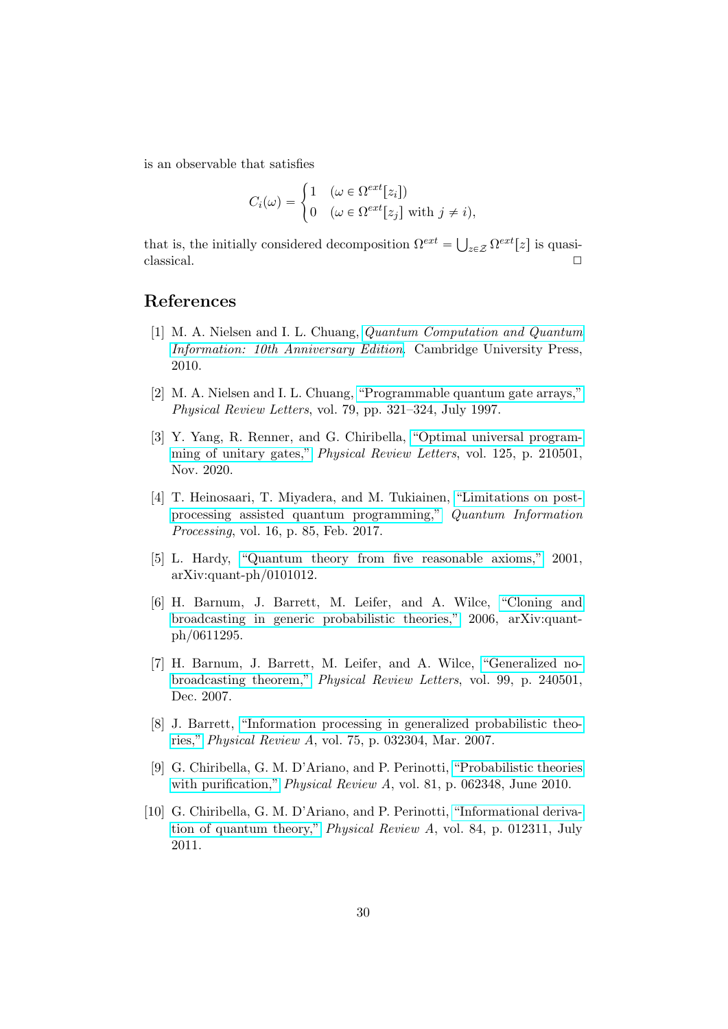is an observable that satisfies

$$
C_i(\omega) = \begin{cases} 1 & (\omega \in \Omega^{ext}[z_i]) \\ 0 & (\omega \in \Omega^{ext}[z_j] \text{ with } j \neq i), \end{cases}
$$

that is, the initially considered decomposition $\Omega^{ext} = \bigcup_{z \in \mathcal{Z}} \Omega^{ext}[z]$ is quasi-classical. □

## References

[1] M. A. Nielsen and I. L. Chuang, *Quantum Computation and Quantum Information: 10th Anniversary Edition*. Cambridge University Press, 2010.

[2] M. A. Nielsen and I. L. Chuang, "Programmable quantum gate arrays," *Physical Review Letters*, vol. 79, pp. 321–324, July 1997.

[3] Y. Yang, R. Renner, and G. Chiribella, "Optimal universal programming of unitary gates," *Physical Review Letters*, vol. 125, p. 210501, Nov. 2020.

[4] T. Heinosaari, T. Miyadera, and M. Tukiainen, "Limitations on post-processing assisted quantum programming," *Quantum Information Processing*, vol. 16, p. 85, Feb. 2017.

[5] L. Hardy, "Quantum theory from five reasonable axioms," 2001, arXiv:quant-ph/0101012.

[6] H. Barnum, J. Barrett, M. Leifer, and A. Wilce, "Cloning and broadcasting in generic probabilistic theories," 2006, arXiv:quant-ph/0611295.

[7] H. Barnum, J. Barrett, M. Leifer, and A. Wilce, "Generalized no-broadcasting theorem," *Physical Review Letters*, vol. 99, p. 240501, Dec. 2007.

[8] J. Barrett, "Information processing in generalized probabilistic theories," *Physical Review A*, vol. 75, p. 032304, Mar. 2007.

[9] G. Chiribella, G. M. D'Ariano, and P. Perinotti, "Probabilistic theories with purification," *Physical Review A*, vol. 81, p. 062348, June 2010.

[10] G. Chiribella, G. M. D'Ariano, and P. Perinotti, "Informational derivation of quantum theory," *Physical Review A*, vol. 84, p. 012311, July 2011.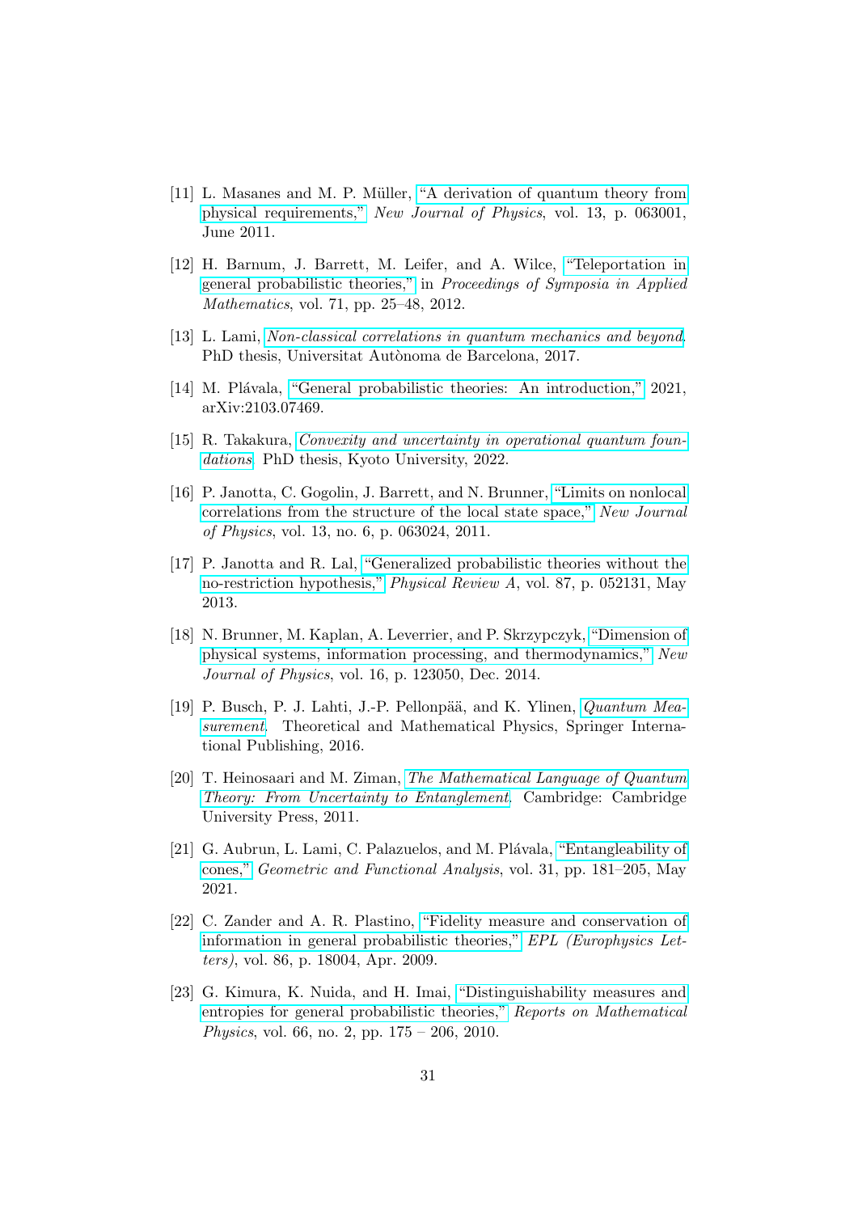[11] L. Masanes and M. P. Müller, "A derivation of quantum theory from physical requirements," *New Journal of Physics*, vol. 13, p. 063001, June 2011.

[12] H. Barnum, J. Barrett, M. Leifer, and A. Wilce, "Teleportation in general probabilistic theories," in *Proceedings of Symposia in Applied Mathematics*, vol. 71, pp. 25–48, 2012.

[13] L. Lami, *Non-classical correlations in quantum mechanics and beyond*. PhD thesis, Universitat Autònoma de Barcelona, 2017.

[14] M. Plávala, "General probabilistic theories: An introduction," 2021, arXiv:2103.07469.

[15] R. Takakura, *Convexity and uncertainty in operational quantum foundations*. PhD thesis, Kyoto University, 2022.

[16] P. Janotta, C. Gogolin, J. Barrett, and N. Brunner, "Limits on nonlocal correlations from the structure of the local state space," *New Journal of Physics*, vol. 13, no. 6, p. 063024, 2011.

[17] P. Janotta and R. Lal, "Generalized probabilistic theories without the no-restriction hypothesis," *Physical Review A*, vol. 87, p. 052131, May 2013.

[18] N. Brunner, M. Kaplan, A. Leverrier, and P. Skrzypczyk, "Dimension of physical systems, information processing, and thermodynamics," *New Journal of Physics*, vol. 16, p. 123050, Dec. 2014.

[19] P. Busch, P. J. Lahti, J.-P. Pellonpää, and K. Ylinen, *Quantum Measurement*. Theoretical and Mathematical Physics, Springer International Publishing, 2016.

[20] T. Heinosaari and M. Ziman, *The Mathematical Language of Quantum Theory: From Uncertainty to Entanglement*. Cambridge: Cambridge University Press, 2011.

[21] G. Aubrun, L. Lami, C. Palazuelos, and M. Plávala, "Entangleability of cones," *Geometric and Functional Analysis*, vol. 31, pp. 181–205, May 2021.

[22] C. Zander and A. R. Plastino, "Fidelity measure and conservation of information in general probabilistic theories," *EPL (Europhysics Letters)*, vol. 86, p. 18004, Apr. 2009.

[23] G. Kimura, K. Nuida, and H. Imai, "Distinguishability measures and entropies for general probabilistic theories," *Reports on Mathematical Physics*, vol. 66, no. 2, pp. 175 – 206, 2010.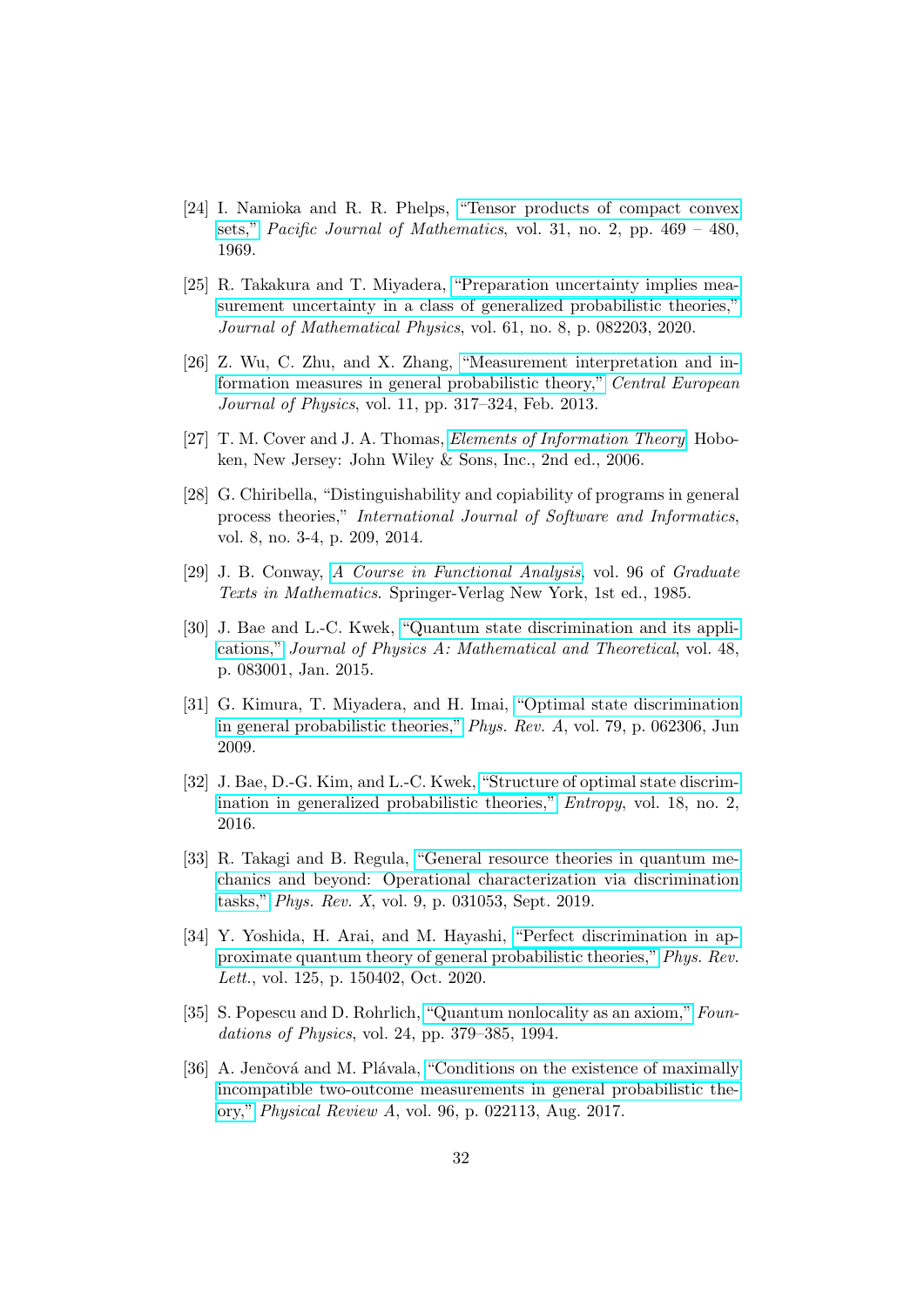[24] I. Namioka and R. R. Phelps, "Tensor products of compact convex sets," *Pacific Journal of Mathematics*, vol. 31, no. 2, pp. 469 – 480, 1969.

[25] R. Takakura and T. Miyadera, "Preparation uncertainty implies measurement uncertainty in a class of generalized probabilistic theories," *Journal of Mathematical Physics*, vol. 61, no. 8, p. 082203, 2020.

[26] Z. Wu, C. Zhu, and X. Zhang, "Measurement interpretation and information measures in general probabilistic theory," *Central European Journal of Physics*, vol. 11, pp. 317–324, Feb. 2013.

[27] T. M. Cover and J. A. Thomas, *Elements of Information Theory*. Hoboken, New Jersey: John Wiley & Sons, Inc., 2nd ed., 2006.

[28] G. Chiribella, "Distinguishability and copiability of programs in general process theories," *International Journal of Software and Informatics*, vol. 8, no. 3-4, p. 209, 2014.

[29] J. B. Conway, *A Course in Functional Analysis*, vol. 96 of *Graduate Texts in Mathematics*. Springer-Verlag New York, 1st ed., 1985.

[30] J. Bae and L.-C. Kwek, "Quantum state discrimination and its applications," *Journal of Physics A: Mathematical and Theoretical*, vol. 48, p. 083001, Jan. 2015.

[31] G. Kimura, T. Miyadera, and H. Imai, "Optimal state discrimination in general probabilistic theories," *Phys. Rev. A*, vol. 79, p. 062306, Jun 2009.

[32] J. Bae, D.-G. Kim, and L.-C. Kwek, "Structure of optimal state discrimination in generalized probabilistic theories," *Entropy*, vol. 18, no. 2, 2016.

[33] R. Takagi and B. Regula, "General resource theories in quantum mechanics and beyond: Operational characterization via discrimination tasks," *Phys. Rev. X*, vol. 9, p. 031053, Sept. 2019.

[34] Y. Yoshida, H. Arai, and M. Hayashi, "Perfect discrimination in approximate quantum theory of general probabilistic theories," *Phys. Rev. Lett.*, vol. 125, p. 150402, Oct. 2020.

[35] S. Popescu and D. Rohrlich, "Quantum nonlocality as an axiom," *Foundations of Physics*, vol. 24, pp. 379–385, 1994.

[36] A. Jenčová and M. Plávala, "Conditions on the existence of maximally incompatible two-outcome measurements in general probabilistic theory," *Physical Review A*, vol. 96, p. 022113, Aug. 2017.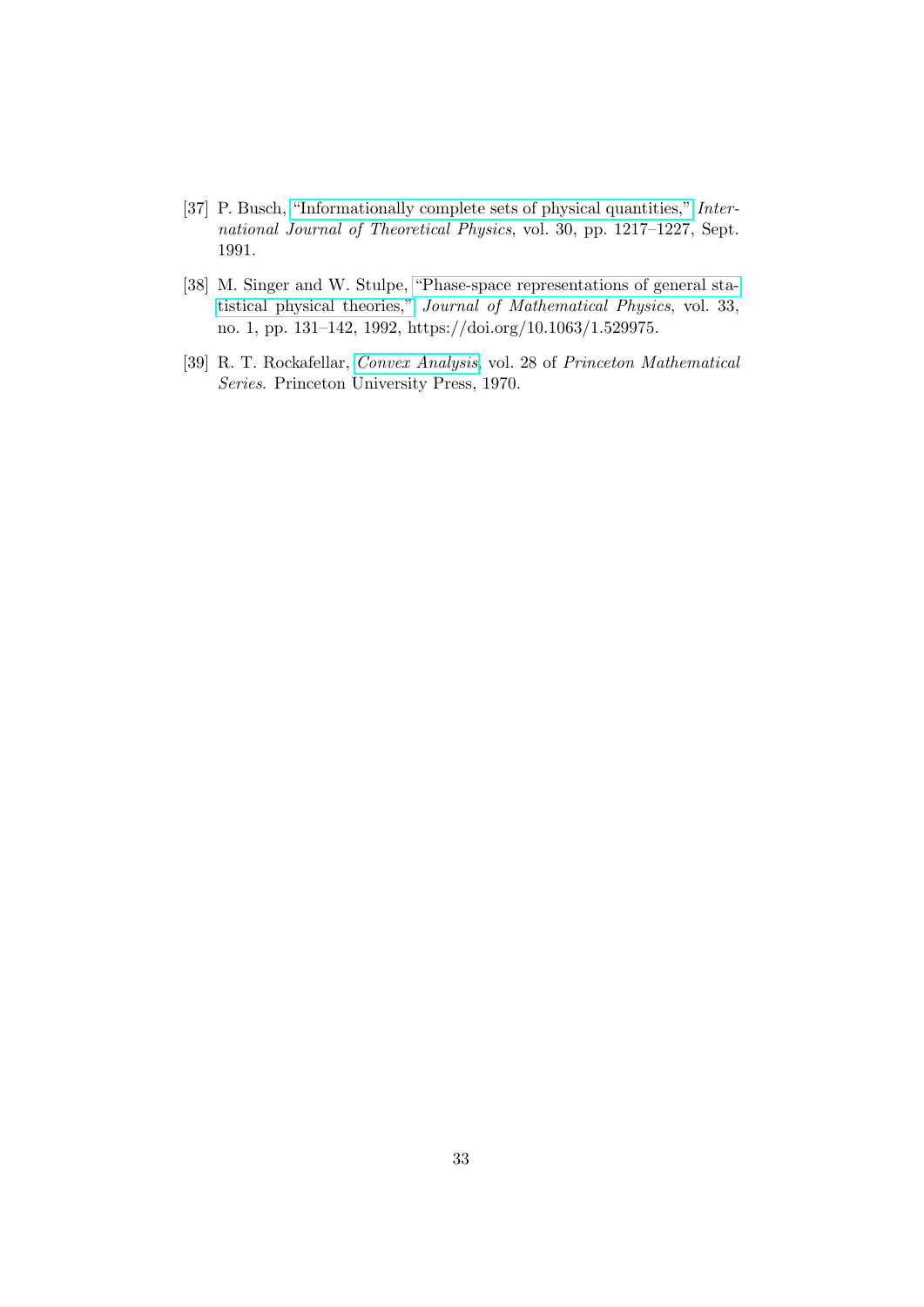[37] P. Busch, "Informationally complete sets of physical quantities," *International Journal of Theoretical Physics*, vol. 30, pp. 1217–1227, Sept. 1991.

[38] M. Singer and W. Stulpe, "Phase-space representations of general statistical physical theories," *Journal of Mathematical Physics*, vol. 33, no. 1, pp. 131–142, 1992, https://doi.org/10.1063/1.529975.

[39] R. T. Rockafellar, *Convex Analysis*, vol. 28 of *Princeton Mathematical Series*. Princeton University Press, 1970.